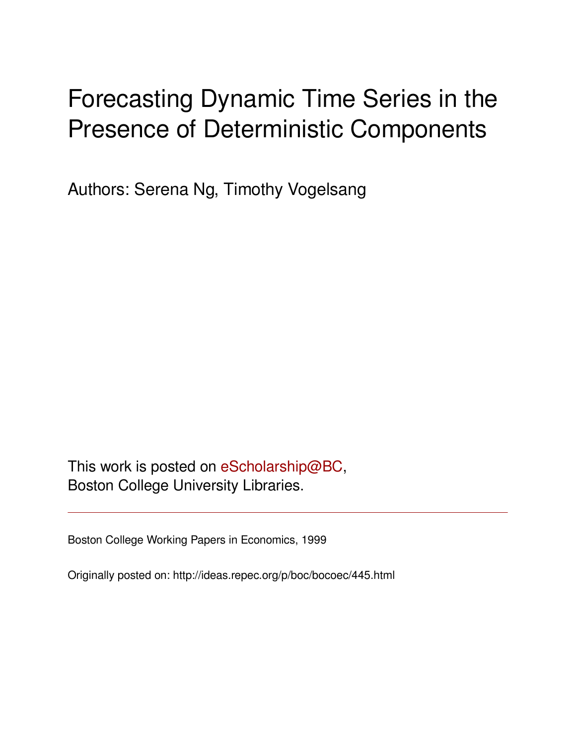# Forecasting Dynamic Time Series in the Presence of Deterministic Components

Authors: Serena Ng, Timothy Vogelsang

This work is posted on eScholarship@BC,
Boston College University Libraries.

---

Boston College Working Papers in Economics, 1999

Originally posted on: http://ideas.repec.org/p/boc/bocoec/445.html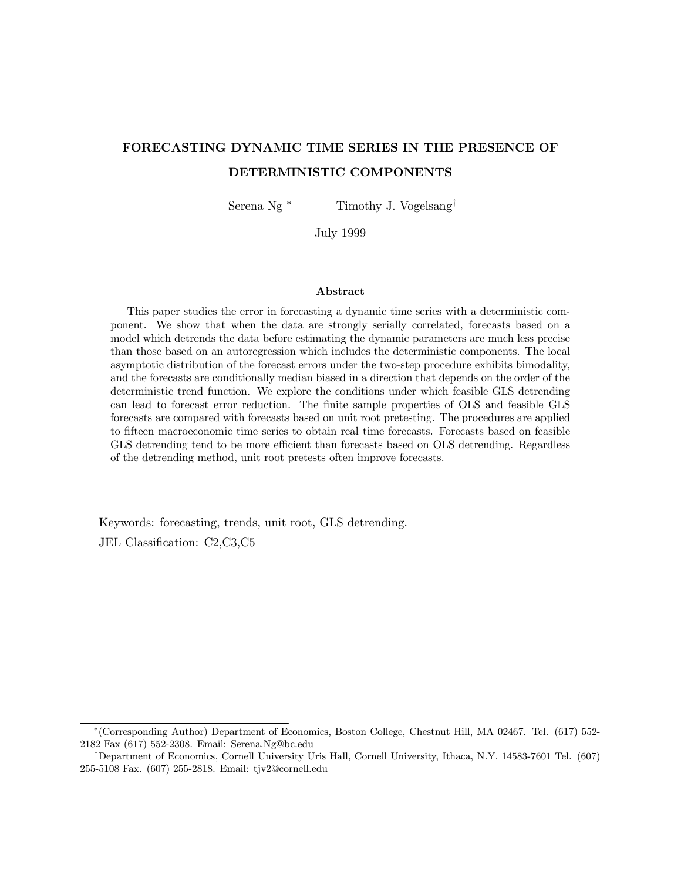# FORECASTING DYNAMIC TIME SERIES IN THE PRESENCE OF DETERMINISTIC COMPONENTS

Serena Ng [*] Timothy J. Vogelsang [†]

July 1999

### Abstract

This paper studies the error in forecasting a dynamic time series with a deterministic component. We show that when the data are strongly serially correlated, forecasts based on a model which detrends the data before estimating the dynamic parameters are much less precise than those based on an autoregression which includes the deterministic components. The local asymptotic distribution of the forecast errors under the two-step procedure exhibits bimodality, and the forecasts are conditionally median biased in a direction that depends on the order of the deterministic trend function. We explore the conditions under which feasible GLS detrending can lead to forecast error reduction. The finite sample properties of OLS and feasible GLS forecasts are compared with forecasts based on unit root pretesting. The procedures are applied to fifteen macroeconomic time series to obtain real time forecasts. Forecasts based on feasible GLS detrending tend to be more efficient than forecasts based on OLS detrending. Regardless of the detrending method, unit root pretests often improve forecasts.

Keywords: forecasting, trends, unit root, GLS detrending.

JEL Classification: C2,C3,C5

---

[*] (Corresponding Author) Department of Economics, Boston College, Chestnut Hill, MA 02467. Tel. (617) 552-2182 Fax (617) 552-2308. Email: Serena.Ng@bc.edu

[†] Department of Economics, Cornell University Uris Hall, Cornell University, Ithaca, N.Y. 14583-7601 Tel. (607) 255-5108 Fax. (607) 255-2818. Email: tjv2@cornell.edu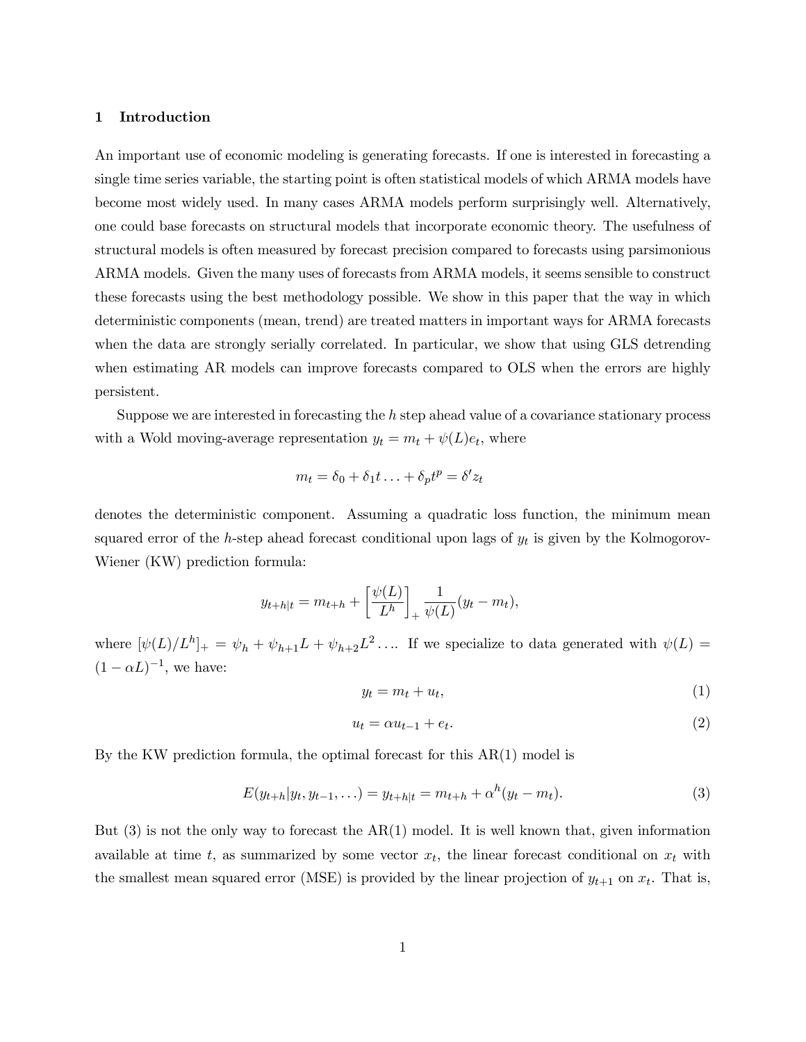## 1 Introduction

An important use of economic modeling is generating forecasts. If one is interested in forecasting a single time series variable, the starting point is often statistical models of which ARMA models have become most widely used. In many cases ARMA models perform surprisingly well. Alternatively, one could base forecasts on structural models that incorporate economic theory. The usefulness of structural models is often measured by forecast precision compared to forecasts using parsimonious ARMA models. Given the many uses of forecasts from ARMA models, it seems sensible to construct these forecasts using the best methodology possible. We show in this paper that the way in which deterministic components (mean, trend) are treated matters in important ways for ARMA forecasts when the data are strongly serially correlated. In particular, we show that using GLS detrending when estimating AR models can improve forecasts compared to OLS when the errors are highly persistent.

Suppose we are interested in forecasting the $h$ step ahead value of a covariance stationary process with a Wold moving-average representation $y_t = m_t + \psi(L)e_t$, where

$$m_t = \delta_0 + \delta_1 t \ldots + \delta_p t^p = \delta' z_t$$

denotes the deterministic component. Assuming a quadratic loss function, the minimum mean squared error of the $h$-step ahead forecast conditional upon lags of $y_t$ is given by the Kolmogorov-Wiener (KW) prediction formula:

$$y_{t+h|t} = m_{t+h} + \left[\frac{\psi(L)}{L^h}\right]_+ \frac{1}{\psi(L)}(y_t - m_t),$$

where $[\psi(L)/L^h]_+ = \psi_h + \psi_{h+1}L + \psi_{h+2}L^2 \ldots$. If we specialize to data generated with $\psi(L) = (1-\alpha L)^{-1}$, we have:

$$y_t = m_t + u_t, \tag{1}$$

$$u_t = \alpha u_{t-1} + e_t. \tag{2}$$

By the KW prediction formula, the optimal forecast for this AR(1) model is

$$E(y_{t+h}|y_t, y_{t-1}, \ldots) = y_{t+h|t} = m_{t+h} + \alpha^h(y_t - m_t). \tag{3}$$

But (3) is not the only way to forecast the AR(1) model. It is well known that, given information available at time $t$, as summarized by some vector $x_t$, the linear forecast conditional on $x_t$ with the smallest mean squared error (MSE) is provided by the linear projection of $y_{t+1}$ on $x_t$. That is,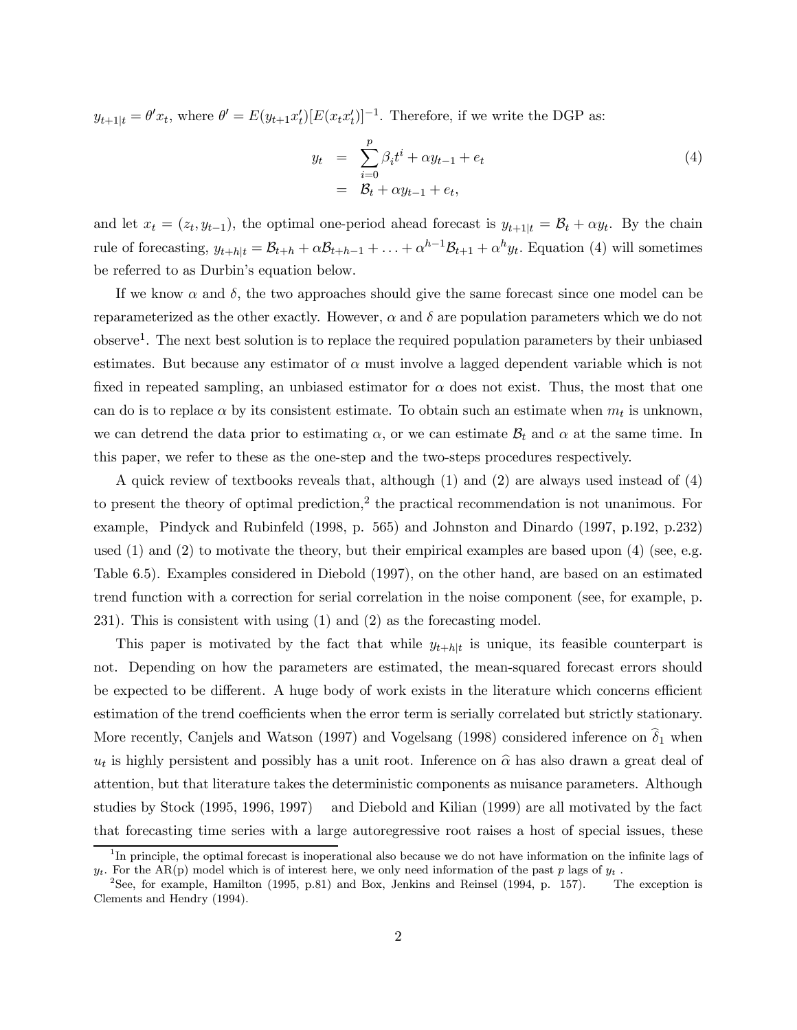$y_{t+1|t} = \theta' x_t$, where $\theta' = E(y_{t+1}x_t')[E(x_t x_t')]^{-1}$. Therefore, if we write the DGP as:

$$
\begin{aligned}
y_t &= \sum_{i=0}^{p} \beta_i t^i + \alpha y_{t-1} + e_t \\
&= \mathcal{B}_t + \alpha y_{t-1} + e_t,
\end{aligned}
\tag{4}
$$

and let $x_t = (z_t, y_{t-1})$, the optimal one-period ahead forecast is $y_{t+1|t} = \mathcal{B}_t + \alpha y_t$. By the chain rule of forecasting, $y_{t+h|t} = \mathcal{B}_{t+h} + \alpha \mathcal{B}_{t+h-1} + \ldots + \alpha^{h-1}\mathcal{B}_{t+1} + \alpha^h y_t$. Equation (4) will sometimes be referred to as Durbin's equation below.

If we know $\alpha$ and $\delta$, the two approaches should give the same forecast since one model can be reparameterized as the other exactly. However, $\alpha$ and $\delta$ are population parameters which we do not observe[1]. The next best solution is to replace the required population parameters by their unbiased estimates. But because any estimator of $\alpha$ must involve a lagged dependent variable which is not fixed in repeated sampling, an unbiased estimator for $\alpha$ does not exist. Thus, the most that one can do is to replace $\alpha$ by its consistent estimate. To obtain such an estimate when $m_t$ is unknown, we can detrend the data prior to estimating $\alpha$, or we can estimate $\mathcal{B}_t$ and $\alpha$ at the same time. In this paper, we refer to these as the one-step and the two-steps procedures respectively.

A quick review of textbooks reveals that, although (1) and (2) are always used instead of (4) to present the theory of optimal prediction,[2] the practical recommendation is not unanimous. For example, Pindyck and Rubinfeld (1998, p. 565) and Johnston and Dinardo (1997, p.192, p.232) used (1) and (2) to motivate the theory, but their empirical examples are based upon (4) (see, e.g. Table 6.5). Examples considered in Diebold (1997), on the other hand, are based on an estimated trend function with a correction for serial correlation in the noise component (see, for example, p. 231). This is consistent with using (1) and (2) as the forecasting model.

This paper is motivated by the fact that while $y_{t+h|t}$ is unique, its feasible counterpart is not. Depending on how the parameters are estimated, the mean-squared forecast errors should be expected to be different. A huge body of work exists in the literature which concerns efficient estimation of the trend coefficients when the error term is serially correlated but strictly stationary. More recently, Canjels and Watson (1997) and Vogelsang (1998) considered inference on $\widehat{\delta}_1$ when $u_t$ is highly persistent and possibly has a unit root. Inference on $\widehat{\alpha}$ has also drawn a great deal of attention, but that literature takes the deterministic components as nuisance parameters. Although studies by Stock (1995, 1996, 1997) and Diebold and Kilian (1999) are all motivated by the fact that forecasting time series with a large autoregressive root raises a host of special issues, these

[1] In principle, the optimal forecast is inoperational also because we do not have information on the infinite lags of $y_t$. For the AR(p) model which is of interest here, we only need information of the past $p$ lags of $y_t$ .

[2] See, for example, Hamilton (1995, p.81) and Box, Jenkins and Reinsel (1994, p. 157). The exception is Clements and Hendry (1994).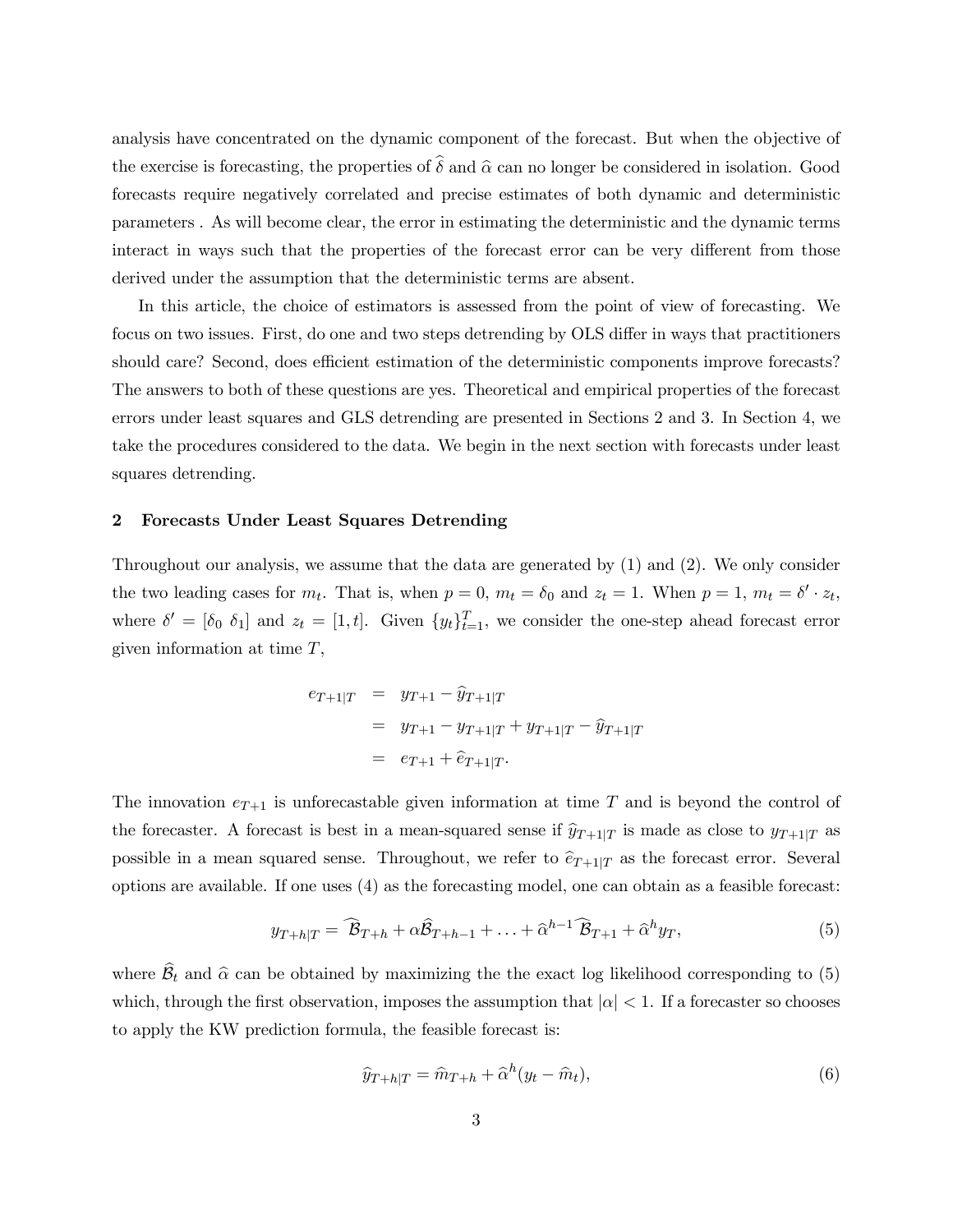analysis have concentrated on the dynamic component of the forecast. But when the objective of the exercise is forecasting, the properties of $\widehat{\delta}$ and $\widehat{\alpha}$ can no longer be considered in isolation. Good forecasts require negatively correlated and precise estimates of both dynamic and deterministic parameters . As will become clear, the error in estimating the deterministic and the dynamic terms interact in ways such that the properties of the forecast error can be very different from those derived under the assumption that the deterministic terms are absent.

In this article, the choice of estimators is assessed from the point of view of forecasting. We focus on two issues. First, do one and two steps detrending by OLS differ in ways that practitioners should care? Second, does efficient estimation of the deterministic components improve forecasts? The answers to both of these questions are yes. Theoretical and empirical properties of the forecast errors under least squares and GLS detrending are presented in Sections 2 and 3. In Section 4, we take the procedures considered to the data. We begin in the next section with forecasts under least squares detrending.

## 2 Forecasts Under Least Squares Detrending

Throughout our analysis, we assume that the data are generated by (1) and (2). We only consider the two leading cases for $m_t$. That is, when $p = 0$, $m_t = \delta_0$ and $z_t = 1$. When $p = 1$, $m_t = \delta' \cdot z_t$, where $\delta' = [\delta_0 \ \delta_1]$ and $z_t = [1, t]$. Given $\{y_t\}_{t=1}^{T}$, we consider the one-step ahead forecast error given information at time $T$,

$$
\begin{aligned}
e_{T+1|T} &= y_{T+1} - \widehat{y}_{T+1|T} \\
&= y_{T+1} - y_{T+1|T} + y_{T+1|T} - \widehat{y}_{T+1|T} \\
&= e_{T+1} + \widehat{e}_{T+1|T}.
\end{aligned}
$$

The innovation $e_{T+1}$ is unforecastable given information at time $T$ and is beyond the control of the forecaster. A forecast is best in a mean-squared sense if $\widehat{y}_{T+1|T}$ is made as close to $y_{T+1|T}$ as possible in a mean squared sense. Throughout, we refer to $\widehat{e}_{T+1|T}$ as the forecast error. Several options are available. If one uses (4) as the forecasting model, one can obtain as a feasible forecast:

$$
y_{T+h|T} = \widehat{\mathcal{B}}_{T+h} + \alpha \widehat{\mathcal{B}}_{T+h-1} + \ldots + \widehat{\alpha}^{h-1} \widehat{\mathcal{B}}_{T+1} + \widehat{\alpha}^h y_T, \tag{5}
$$

where $\widehat{\mathcal{B}}_t$ and $\widehat{\alpha}$ can be obtained by maximizing the the exact log likelihood corresponding to (5) which, through the first observation, imposes the assumption that $|\alpha| < 1$. If a forecaster so chooses to apply the KW prediction formula, the feasible forecast is:

$$
\widehat{y}_{T+h|T} = \widehat{m}_{T+h} + \widehat{\alpha}^h (y_t - \widehat{m}_t), \tag{6}
$$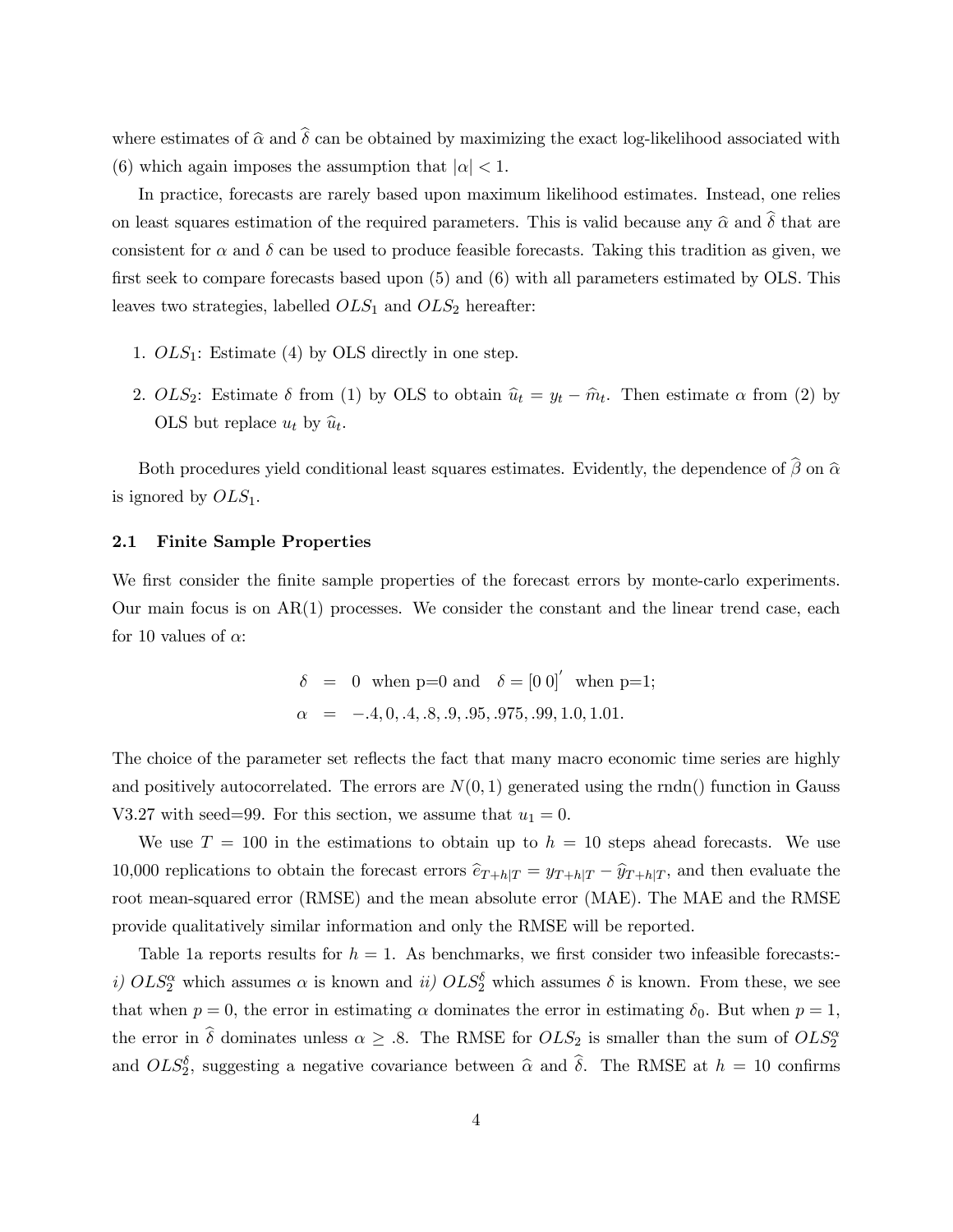where estimates of $\widehat{\alpha}$ and $\widehat{\delta}$ can be obtained by maximizing the exact log-likelihood associated with (6) which again imposes the assumption that $|\alpha| < 1$.

In practice, forecasts are rarely based upon maximum likelihood estimates. Instead, one relies on least squares estimation of the required parameters. This is valid because any $\widehat{\alpha}$ and $\widehat{\delta}$ that are consistent for $\alpha$ and $\delta$ can be used to produce feasible forecasts. Taking this tradition as given, we first seek to compare forecasts based upon (5) and (6) with all parameters estimated by OLS. This leaves two strategies, labelled $OLS_1$ and $OLS_2$ hereafter:

1. $OLS_1$: Estimate (4) by OLS directly in one step.
2. $OLS_2$: Estimate $\delta$ from (1) by OLS to obtain $\widehat{u}_t = y_t - \widehat{m}_t$. Then estimate $\alpha$ from (2) by OLS but replace $u_t$ by $\widehat{u}_t$.

Both procedures yield conditional least squares estimates. Evidently, the dependence of $\widehat{\beta}$ on $\widehat{\alpha}$ is ignored by $OLS_1$.

### 2.1 Finite Sample Properties

We first consider the finite sample properties of the forecast errors by monte-carlo experiments. Our main focus is on AR(1) processes. We consider the constant and the linear trend case, each for 10 values of $\alpha$:

$$
\begin{aligned}
\delta &= 0 \text{ when p=0 and } \quad \delta = [0\ 0]' \text{ when p=1;} \\
\alpha &= -.4, 0, .4, .8, .9, .95, .975, .99, 1.0, 1.01.
\end{aligned}
$$

The choice of the parameter set reflects the fact that many macro economic time series are highly and positively autocorrelated. The errors are $N(0,1)$ generated using the rndn() function in Gauss V3.27 with seed=99. For this section, we assume that $u_1 = 0$.

We use $T = 100$ in the estimations to obtain up to $h = 10$ steps ahead forecasts. We use 10,000 replications to obtain the forecast errors $\widehat{e}_{T+h|T} = y_{T+h|T} - \widehat{y}_{T+h|T}$, and then evaluate the root mean-squared error (RMSE) and the mean absolute error (MAE). The MAE and the RMSE provide qualitatively similar information and only the RMSE will be reported.

Table 1a reports results for $h = 1$. As benchmarks, we first consider two infeasible forecasts:- *i)* $OLS_2^{\alpha}$ which assumes $\alpha$ is known and *ii)* $OLS_2^{\delta}$ which assumes $\delta$ is known. From these, we see that when $p = 0$, the error in estimating $\alpha$ dominates the error in estimating $\delta_0$. But when $p = 1$, the error in $\widehat{\delta}$ dominates unless $\alpha \geq .8$. The RMSE for $OLS_2$ is smaller than the sum of $OLS_2^{\alpha}$ and $OLS_2^{\delta}$, suggesting a negative covariance between $\widehat{\alpha}$ and $\widehat{\delta}$. The RMSE at $h = 10$ confirms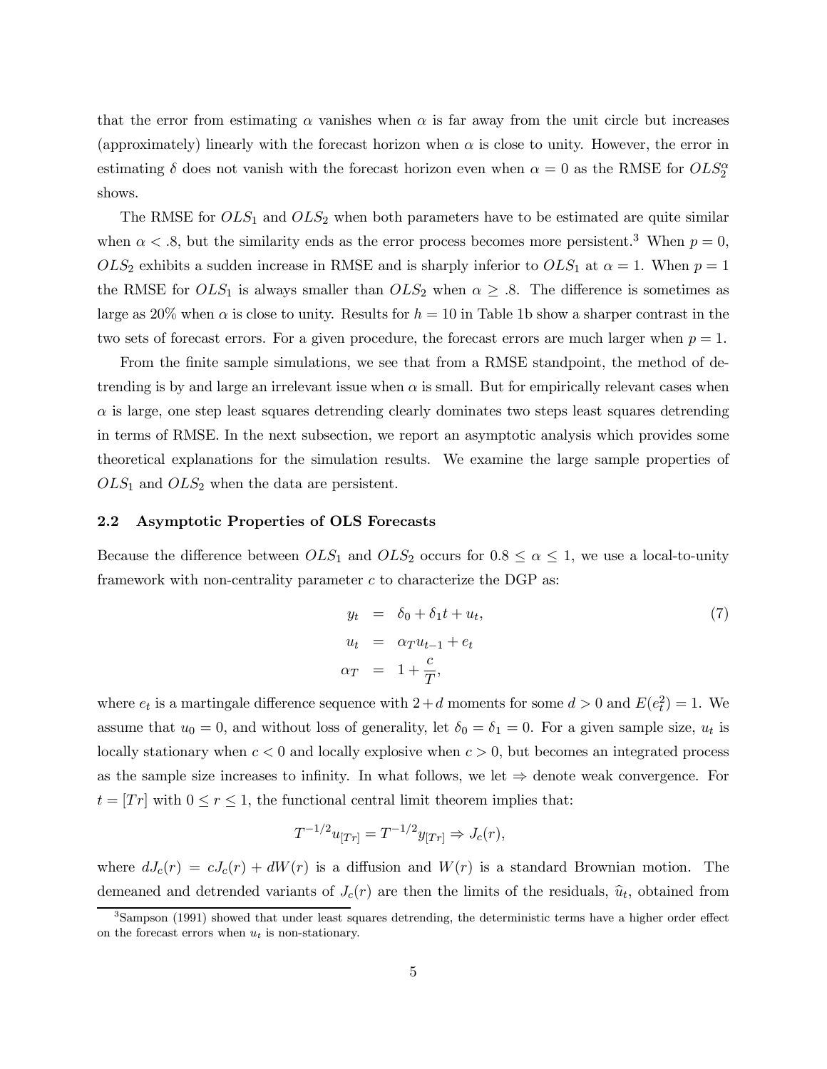that the error from estimating $\alpha$ vanishes when $\alpha$ is far away from the unit circle but increases (approximately) linearly with the forecast horizon when $\alpha$ is close to unity. However, the error in estimating $\delta$ does not vanish with the forecast horizon even when $\alpha = 0$ as the RMSE for $OLS_2^{\alpha}$ shows.

The RMSE for $OLS_1$ and $OLS_2$ when both parameters have to be estimated are quite similar when $\alpha < .8$, but the similarity ends as the error process becomes more persistent.[3] When $p = 0$, $OLS_2$ exhibits a sudden increase in RMSE and is sharply inferior to $OLS_1$ at $\alpha = 1$. When $p = 1$ the RMSE for $OLS_1$ is always smaller than $OLS_2$ when $\alpha \geq .8$. The difference is sometimes as large as 20% when $\alpha$ is close to unity. Results for $h = 10$ in Table 1b show a sharper contrast in the two sets of forecast errors. For a given procedure, the forecast errors are much larger when $p = 1$.

From the finite sample simulations, we see that from a RMSE standpoint, the method of detrending is by and large an irrelevant issue when $\alpha$ is small. But for empirically relevant cases when $\alpha$ is large, one step least squares detrending clearly dominates two steps least squares detrending in terms of RMSE. In the next subsection, we report an asymptotic analysis which provides some theoretical explanations for the simulation results. We examine the large sample properties of $OLS_1$ and $OLS_2$ when the data are persistent.

### 2.2 Asymptotic Properties of OLS Forecasts

Because the difference between $OLS_1$ and $OLS_2$ occurs for $0.8 \leq \alpha \leq 1$, we use a local-to-unity framework with non-centrality parameter $c$ to characterize the DGP as:

$$
\begin{aligned}
y_t &= \delta_0 + \delta_1 t + u_t, \\
u_t &= \alpha_T u_{t-1} + e_t \\
\alpha_T &= 1 + \frac{c}{T},
\end{aligned}
\tag{7}
$$

where $e_t$ is a martingale difference sequence with $2+d$ moments for some $d > 0$ and $E(e_t^2) = 1$. We assume that $u_0 = 0$, and without loss of generality, let $\delta_0 = \delta_1 = 0$. For a given sample size, $u_t$ is locally stationary when $c < 0$ and locally explosive when $c > 0$, but becomes an integrated process as the sample size increases to infinity. In what follows, we let $\Rightarrow$ denote weak convergence. For $t = [Tr]$ with $0 \leq r \leq 1$, the functional central limit theorem implies that:

$$
T^{-1/2} u_{[Tr]} = T^{-1/2} y_{[Tr]} \Rightarrow J_c(r),
$$

where $dJ_c(r) = cJ_c(r) + dW(r)$ is a diffusion and $W(r)$ is a standard Brownian motion. The demeaned and detrended variants of $J_c(r)$ are then the limits of the residuals, $\widehat{u}_t$, obtained from

[3] Sampson (1991) showed that under least squares detrending, the deterministic terms have a higher order effect on the forecast errors when $u_t$ is non-stationary.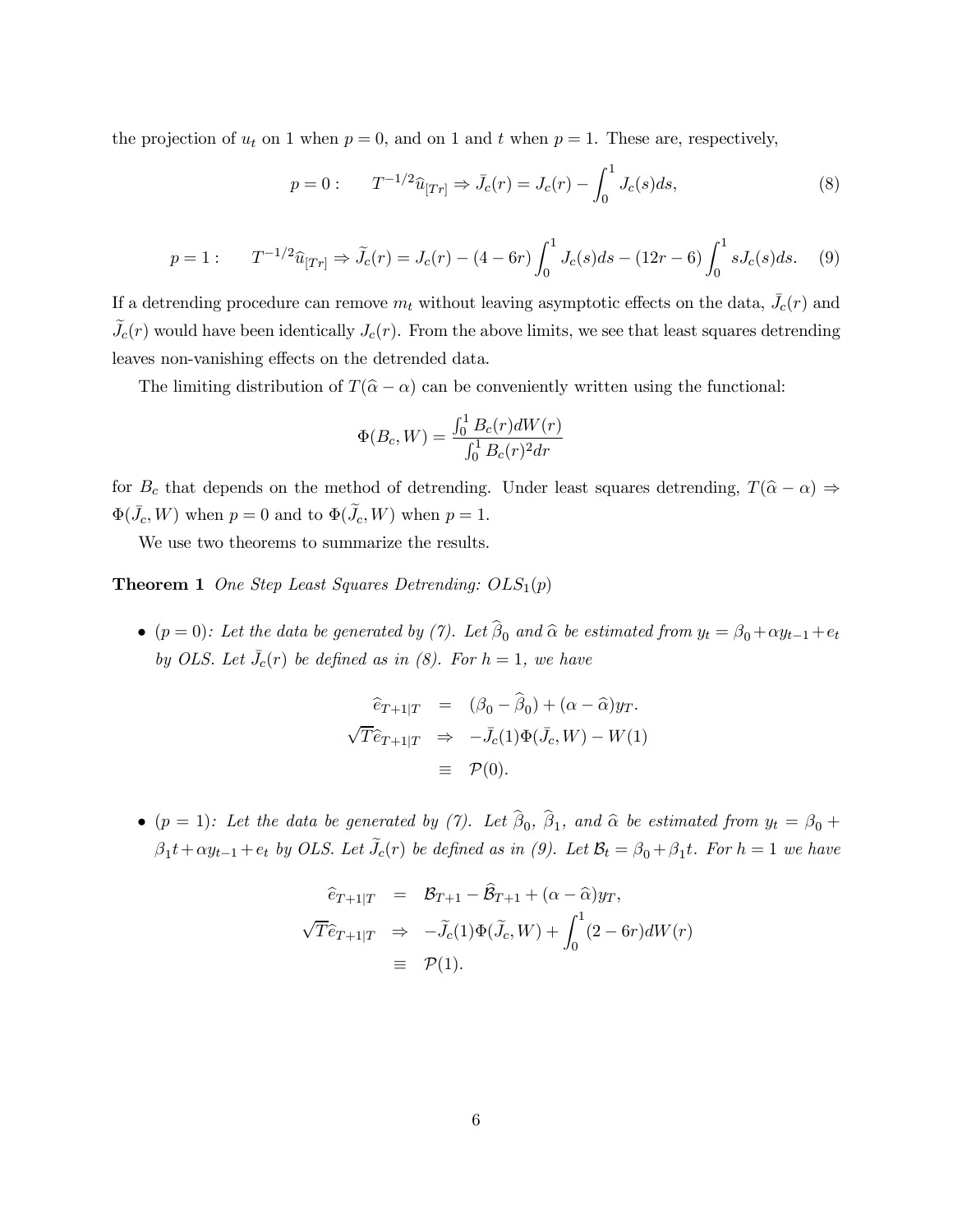the projection of $u_t$ on 1 when $p = 0$, and on 1 and $t$ when $p = 1$. These are, respectively,

$$p = 0: \qquad T^{-1/2}\widehat{u}_{[Tr]} \Rightarrow \bar{J}_c(r) = J_c(r) - \int_0^1 J_c(s)ds, \tag{8}$$

$$p = 1: \qquad T^{-1/2}\widehat{u}_{[Tr]} \Rightarrow \widetilde{J}_c(r) = J_c(r) - (4 - 6r)\int_0^1 J_c(s)ds - (12r - 6)\int_0^1 sJ_c(s)ds. \tag{9}$$

If a detrending procedure can remove $m_t$ without leaving asymptotic effects on the data, $\bar{J}_c(r)$ and $\widetilde{J}_c(r)$ would have been identically $J_c(r)$. From the above limits, we see that least squares detrending leaves non-vanishing effects on the detrended data.

The limiting distribution of $T(\widehat{\alpha} - \alpha)$ can be conveniently written using the functional:

$$\Phi(B_c, W) = \frac{\int_0^1 B_c(r)dW(r)}{\int_0^1 B_c(r)^2 dr}$$

for $B_c$ that depends on the method of detrending. Under least squares detrending, $T(\widehat{\alpha} - \alpha) \Rightarrow \Phi(\bar{J}_c, W)$ when $p = 0$ and to $\Phi(\widetilde{J}_c, W)$ when $p = 1$.

We use two theorems to summarize the results.

**Theorem 1** *One Step Least Squares Detrending: $OLS_1(p)$*

- ($p = 0$)*: Let the data be generated by (7). Let $\widehat{\beta}_0$ and $\widehat{\alpha}$ be estimated from $y_t = \beta_0 + \alpha y_{t-1} + e_t$ by OLS. Let $\bar{J}_c(r)$ be defined as in (8). For $h = 1$, we have*

$$\begin{aligned}
\widehat{e}_{T+1|T} &= (\beta_0 - \widehat{\beta}_0) + (\alpha - \widehat{\alpha})y_T. \\
\sqrt{T}\widehat{e}_{T+1|T} &\Rightarrow -\bar{J}_c(1)\Phi(\bar{J}_c, W) - W(1) \\
&\equiv \mathcal{P}(0).
\end{aligned}$$

- ($p = 1$)*: Let the data be generated by (7). Let $\widehat{\beta}_0$, $\widehat{\beta}_1$, and $\widehat{\alpha}$ be estimated from $y_t = \beta_0 + \beta_1 t + \alpha y_{t-1} + e_t$ by OLS. Let $\widetilde{J}_c(r)$ be defined as in (9). Let $\mathcal{B}_t = \beta_0 + \beta_1 t$. For $h = 1$ we have*

$$\begin{aligned}
\widehat{e}_{T+1|T} &= \mathcal{B}_{T+1} - \widehat{\mathcal{B}}_{T+1} + (\alpha - \widehat{\alpha})y_T, \\
\sqrt{T}\widehat{e}_{T+1|T} &\Rightarrow -\widetilde{J}_c(1)\Phi(\widetilde{J}_c, W) + \int_0^1 (2 - 6r)dW(r) \\
&\equiv \mathcal{P}(1).
\end{aligned}$$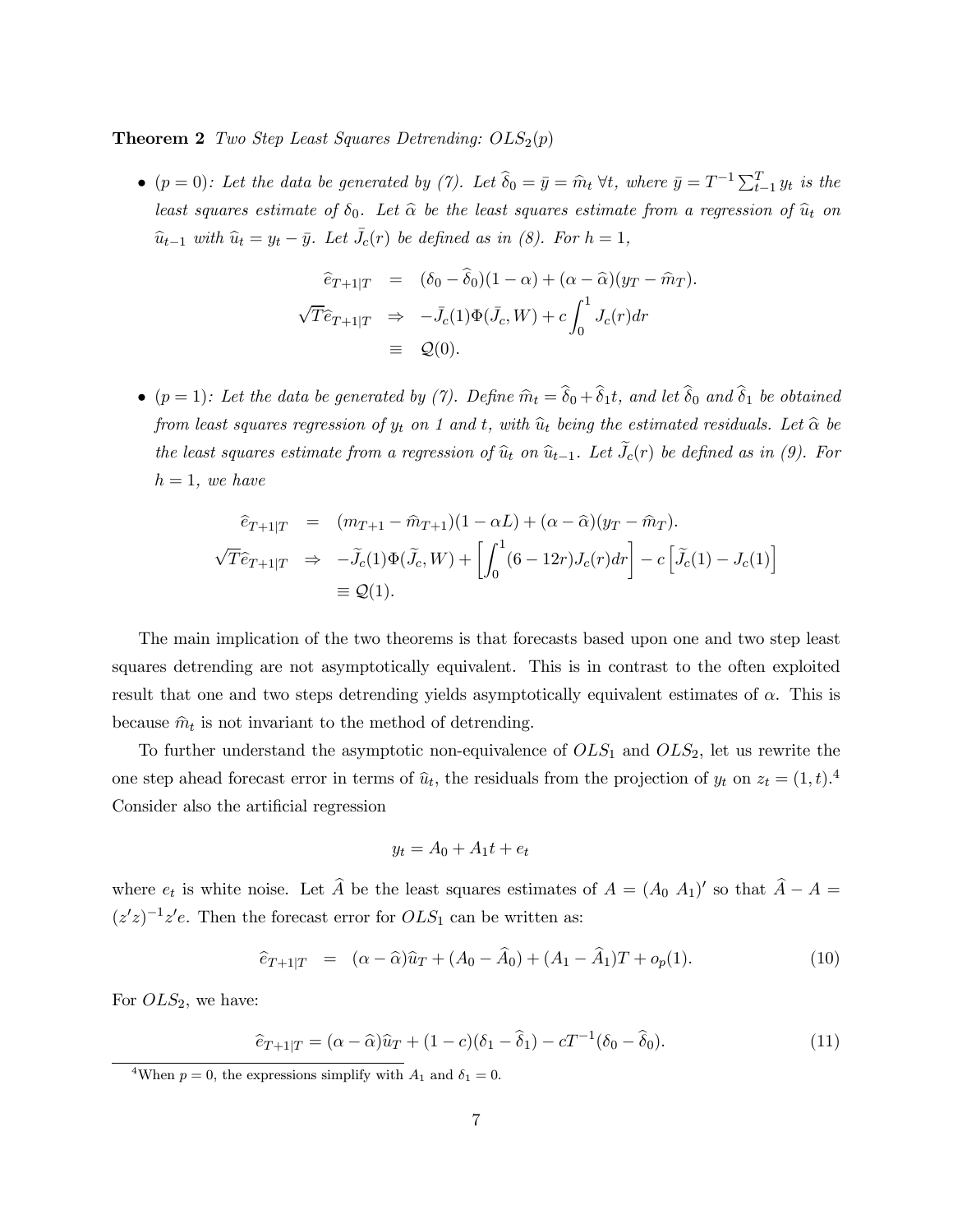**Theorem 2** *Two Step Least Squares Detrending:* $OLS_2(p)$

- ($p = 0$)*: Let the data be generated by (7). Let* $\widehat{\delta}_0 = \bar{y} = \widehat{m}_t \; \forall t$*, where* $\bar{y} = T^{-1}\sum_{t-1}^{T} y_t$ *is the least squares estimate of* $\delta_0$*. Let* $\widehat{\alpha}$ *be the least squares estimate from a regression of* $\widehat{u}_t$ *on* $\widehat{u}_{t-1}$ *with* $\widehat{u}_t = y_t - \bar{y}$*. Let* $\bar{J}_c(r)$ *be defined as in (8). For* $h = 1$*,*

$$
\begin{aligned}
\widehat{e}_{T+1|T} &= (\delta_0 - \widehat{\delta}_0)(1-\alpha) + (\alpha - \widehat{\alpha})(y_T - \widehat{m}_T). \\
\sqrt{T}\widehat{e}_{T+1|T} &\Rightarrow -\bar{J}_c(1)\Phi(\bar{J}_c, W) + c\int_0^1 J_c(r)dr \\
&\equiv \mathcal{Q}(0).
\end{aligned}
$$

- ($p = 1$)*: Let the data be generated by (7). Define* $\widehat{m}_t = \widehat{\delta}_0 + \widehat{\delta}_1 t$*, and let* $\widehat{\delta}_0$ *and* $\widehat{\delta}_1$ *be obtained from least squares regression of* $y_t$ *on 1 and* $t$*, with* $\widehat{u}_t$ *being the estimated residuals. Let* $\widehat{\alpha}$ *be the least squares estimate from a regression of* $\widehat{u}_t$ *on* $\widehat{u}_{t-1}$*. Let* $\widetilde{J}_c(r)$ *be defined as in (9). For* $h = 1$*, we have*

$$
\begin{aligned}
\widehat{e}_{T+1|T} &= (m_{T+1} - \widehat{m}_{T+1})(1-\alpha L) + (\alpha - \widehat{\alpha})(y_T - \widehat{m}_T). \\
\sqrt{T}\widehat{e}_{T+1|T} &\Rightarrow -\widetilde{J}_c(1)\Phi(\widetilde{J}_c, W) + \left[\int_0^1 (6-12r)J_c(r)dr\right] - c\left[\widetilde{J}_c(1) - J_c(1)\right] \\
&\equiv \mathcal{Q}(1).
\end{aligned}
$$

The main implication of the two theorems is that forecasts based upon one and two step least squares detrending are not asymptotically equivalent. This is in contrast to the often exploited result that one and two steps detrending yields asymptotically equivalent estimates of $\alpha$. This is because $\widehat{m}_t$ is not invariant to the method of detrending.

To further understand the asymptotic non-equivalence of $OLS_1$ and $OLS_2$, let us rewrite the one step ahead forecast error in terms of $\widehat{u}_t$, the residuals from the projection of $y_t$ on $z_t = (1, t)$.[4] Consider also the artificial regression

$$
y_t = A_0 + A_1 t + e_t
$$

where $e_t$ is white noise. Let $\widehat{A}$ be the least squares estimates of $A = (A_0 \; A_1)'$ so that $\widehat{A} - A = (z'z)^{-1}z'e$. Then the forecast error for $OLS_1$ can be written as:

$$
\widehat{e}_{T+1|T} \;=\; (\alpha - \widehat{\alpha})\widehat{u}_T + (A_0 - \widehat{A}_0) + (A_1 - \widehat{A}_1)T + o_p(1). \tag{10}
$$

For $OLS_2$, we have:

$$
\widehat{e}_{T+1|T} = (\alpha - \widehat{\alpha})\widehat{u}_T + (1-c)(\delta_1 - \widehat{\delta}_1) - cT^{-1}(\delta_0 - \widehat{\delta}_0). \tag{11}
$$

[4] When $p = 0$, the expressions simplify with $A_1$ and $\delta_1 = 0$.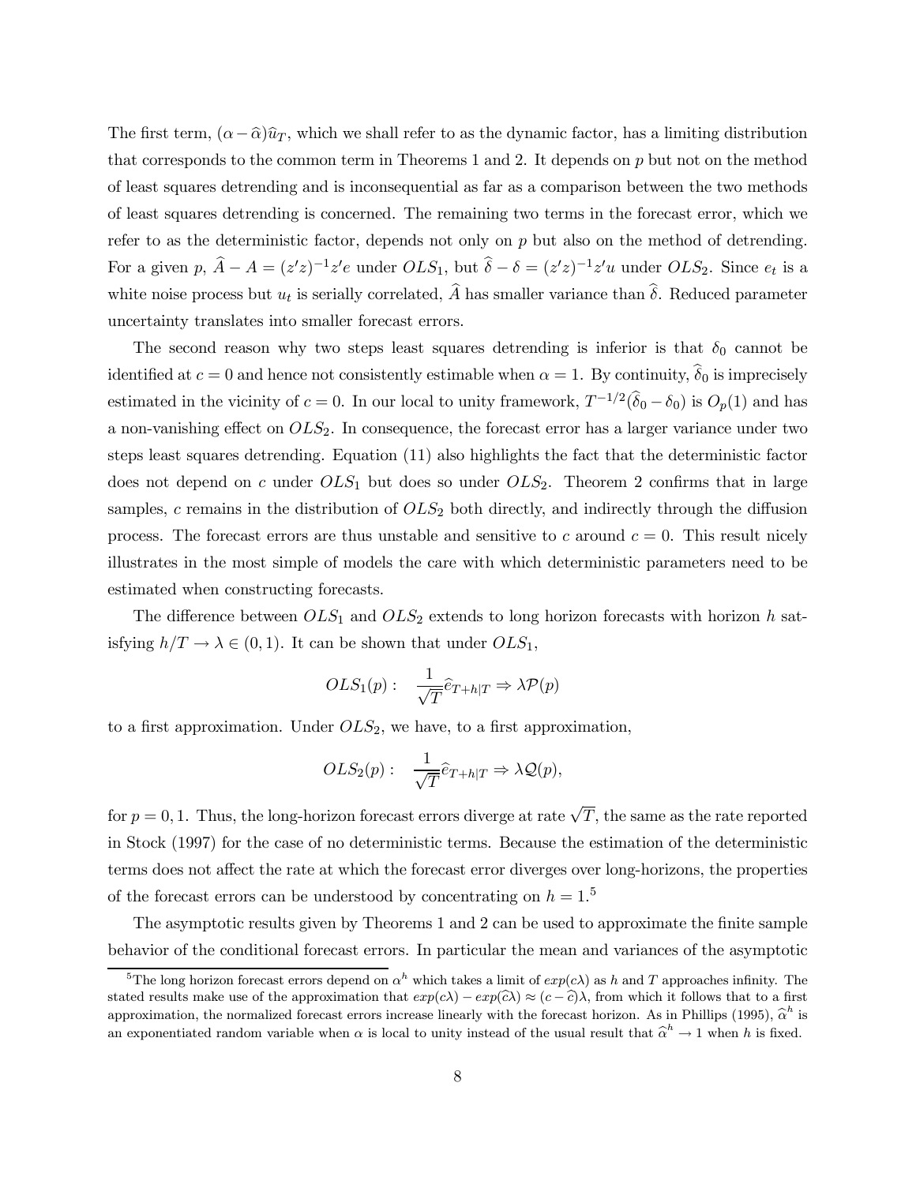The first term, $(\alpha - \widehat{\alpha})\widehat{u}_T$, which we shall refer to as the dynamic factor, has a limiting distribution that corresponds to the common term in Theorems 1 and 2. It depends on $p$ but not on the method of least squares detrending and is inconsequential as far as a comparison between the two methods of least squares detrending is concerned. The remaining two terms in the forecast error, which we refer to as the deterministic factor, depends not only on $p$ but also on the method of detrending. For a given $p$, $\widehat{A} - A = (z'z)^{-1}z'e$ under $OLS_1$, but $\widehat{\delta} - \delta = (z'z)^{-1}z'u$ under $OLS_2$. Since $e_t$ is a white noise process but $u_t$ is serially correlated, $\widehat{A}$ has smaller variance than $\widehat{\delta}$. Reduced parameter uncertainty translates into smaller forecast errors.

The second reason why two steps least squares detrending is inferior is that $\delta_0$ cannot be identified at $c = 0$ and hence not consistently estimable when $\alpha = 1$. By continuity, $\widehat{\delta}_0$ is imprecisely estimated in the vicinity of $c = 0$. In our local to unity framework, $T^{-1/2}(\widehat{\delta}_0 - \delta_0)$ is $O_p(1)$ and has a non-vanishing effect on $OLS_2$. In consequence, the forecast error has a larger variance under two steps least squares detrending. Equation (11) also highlights the fact that the deterministic factor does not depend on $c$ under $OLS_1$ but does so under $OLS_2$. Theorem 2 confirms that in large samples, $c$ remains in the distribution of $OLS_2$ both directly, and indirectly through the diffusion process. The forecast errors are thus unstable and sensitive to $c$ around $c = 0$. This result nicely illustrates in the most simple of models the care with which deterministic parameters need to be estimated when constructing forecasts.

The difference between $OLS_1$ and $OLS_2$ extends to long horizon forecasts with horizon $h$ satisfying $h/T \to \lambda \in (0, 1)$. It can be shown that under $OLS_1$,

$$OLS_1(p): \quad \frac{1}{\sqrt{T}}\widehat{e}_{T+h|T} \Rightarrow \lambda \mathcal{P}(p)$$

to a first approximation. Under $OLS_2$, we have, to a first approximation,

$$OLS_2(p): \quad \frac{1}{\sqrt{T}}\widehat{e}_{T+h|T} \Rightarrow \lambda \mathcal{Q}(p),$$

for $p = 0, 1$. Thus, the long-horizon forecast errors diverge at rate $\sqrt{T}$, the same as the rate reported in Stock (1997) for the case of no deterministic terms. Because the estimation of the deterministic terms does not affect the rate at which the forecast error diverges over long-horizons, the properties of the forecast errors can be understood by concentrating on $h = 1$.[5]

The asymptotic results given by Theorems 1 and 2 can be used to approximate the finite sample behavior of the conditional forecast errors. In particular the mean and variances of the asymptotic

[5] The long horizon forecast errors depend on $\alpha^h$ which takes a limit of $exp(c\lambda)$ as $h$ and $T$ approaches infinity. The stated results make use of the approximation that $exp(c\lambda) - exp(\widehat{c}\lambda) \approx (c - \widehat{c})\lambda$, from which it follows that to a first approximation, the normalized forecast errors increase linearly with the forecast horizon. As in Phillips (1995), $\widehat{\alpha}^h$ is an exponentiated random variable when $\alpha$ is local to unity instead of the usual result that $\widehat{\alpha}^h \to 1$ when $h$ is fixed.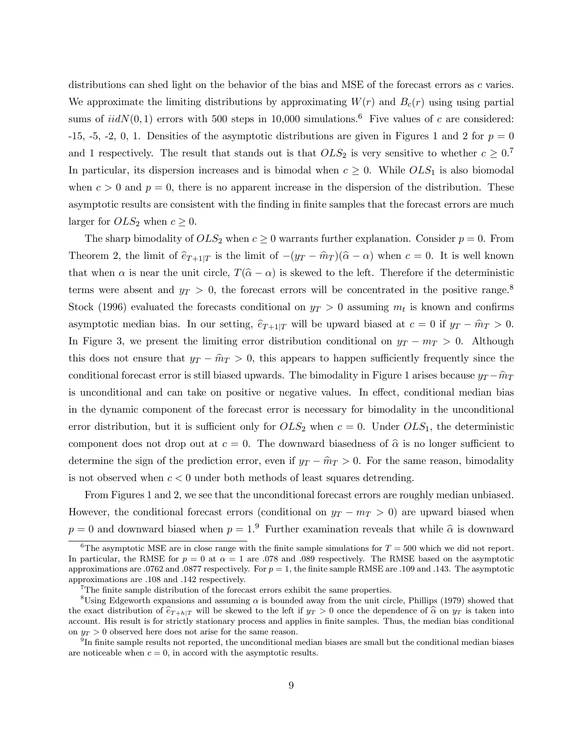distributions can shed light on the behavior of the bias and MSE of the forecast errors as $c$ varies. We approximate the limiting distributions by approximating $W(r)$ and $B_c(r)$ using using partial sums of $iidN(0,1)$ errors with 500 steps in 10,000 simulations.[6] Five values of $c$ are considered: -15, -5, -2, 0, 1. Densities of the asymptotic distributions are given in Figures 1 and 2 for $p=0$ and 1 respectively. The result that stands out is that $OLS_2$ is very sensitive to whether $c \geq 0$.[7] In particular, its dispersion increases and is bimodal when $c \geq 0$. While $OLS_1$ is also biomodal when $c > 0$ and $p = 0$, there is no apparent increase in the dispersion of the distribution. These asymptotic results are consistent with the finding in finite samples that the forecast errors are much larger for $OLS_2$ when $c \geq 0$.

The sharp bimodality of $OLS_2$ when $c \geq 0$ warrants further explanation. Consider $p = 0$. From Theorem 2, the limit of $\widehat{e}_{T+1|T}$ is the limit of $-(y_T - \widehat{m}_T)(\widehat{\alpha} - \alpha)$ when $c = 0$. It is well known that when $\alpha$ is near the unit circle, $T(\widehat{\alpha} - \alpha)$ is skewed to the left. Therefore if the deterministic terms were absent and $y_T > 0$, the forecast errors will be concentrated in the positive range.[8] Stock (1996) evaluated the forecasts conditional on $y_T > 0$ assuming $m_t$ is known and confirms asymptotic median bias. In our setting, $\widehat{e}_{T+1|T}$ will be upward biased at $c = 0$ if $y_T - \widehat{m}_T > 0$. In Figure 3, we present the limiting error distribution conditional on $y_T - m_T > 0$. Although this does not ensure that $y_T - \widehat{m}_T > 0$, this appears to happen sufficiently frequently since the conditional forecast error is still biased upwards. The bimodality in Figure 1 arises because $y_T - \widehat{m}_T$ is unconditional and can take on positive or negative values. In effect, conditional median bias in the dynamic component of the forecast error is necessary for bimodality in the unconditional error distribution, but it is sufficient only for $OLS_2$ when $c = 0$. Under $OLS_1$, the deterministic component does not drop out at $c = 0$. The downward biasedness of $\widehat{\alpha}$ is no longer sufficient to determine the sign of the prediction error, even if $y_T - \widehat{m}_T > 0$. For the same reason, bimodality is not observed when $c < 0$ under both methods of least squares detrending.

From Figures 1 and 2, we see that the unconditional forecast errors are roughly median unbiased. However, the conditional forecast errors (conditional on $y_T - m_T > 0$) are upward biased when $p = 0$ and downward biased when $p = 1$.[9] Further examination reveals that while $\widehat{\alpha}$ is downward

---

[6] The asymptotic MSE are in close range with the finite sample simulations for $T = 500$ which we did not report. In particular, the RMSE for $p = 0$ at $\alpha = 1$ are .078 and .089 respectively. The RMSE based on the asymptotic approximations are .0762 and .0877 respectively. For $p = 1$, the finite sample RMSE are .109 and .143. The asymptotic approximations are .108 and .142 respectively.

[7] The finite sample distribution of the forecast errors exhibit the same properties.

[8] Using Edgeworth expansions and assuming $\alpha$ is bounded away from the unit circle, Phillips (1979) showed that the exact distribution of $\widehat{e}_{T+h|T}$ will be skewed to the left if $y_T > 0$ once the dependence of $\widehat{\alpha}$ on $y_T$ is taken into account. His result is for strictly stationary process and applies in finite samples. Thus, the median bias conditional on $y_T > 0$ observed here does not arise for the same reason.

[9] In finite sample results not reported, the unconditional median biases are small but the conditional median biases are noticeable when $c = 0$, in accord with the asymptotic results.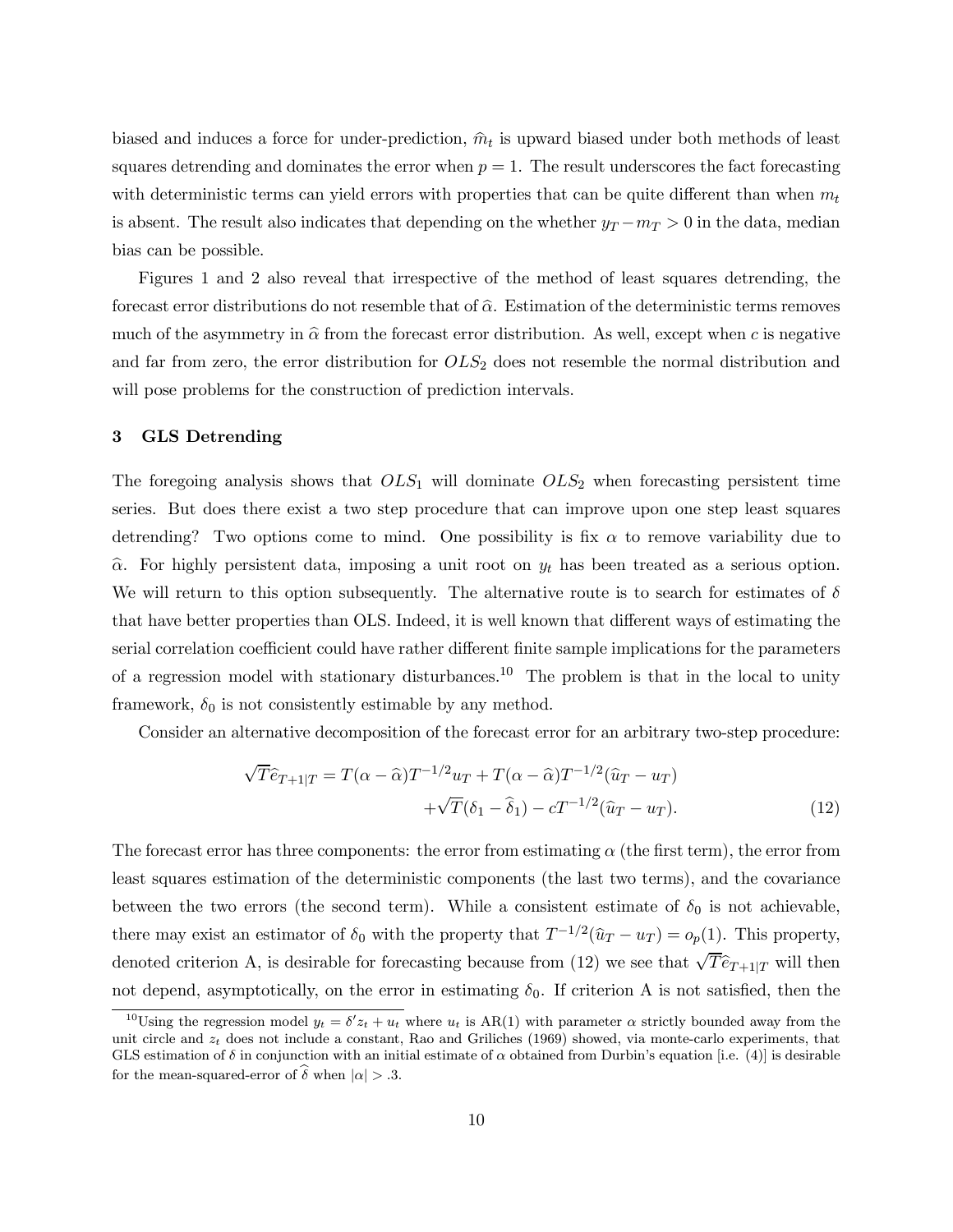biased and induces a force for under-prediction, $\widehat{m}_t$ is upward biased under both methods of least squares detrending and dominates the error when $p = 1$. The result underscores the fact forecasting with deterministic terms can yield errors with properties that can be quite different than when $m_t$ is absent. The result also indicates that depending on the whether $y_T - m_T > 0$ in the data, median bias can be possible.

Figures 1 and 2 also reveal that irrespective of the method of least squares detrending, the forecast error distributions do not resemble that of $\widehat{\alpha}$. Estimation of the deterministic terms removes much of the asymmetry in $\widehat{\alpha}$ from the forecast error distribution. As well, except when $c$ is negative and far from zero, the error distribution for $OLS_2$ does not resemble the normal distribution and will pose problems for the construction of prediction intervals.

## 3 GLS Detrending

The foregoing analysis shows that $OLS_1$ will dominate $OLS_2$ when forecasting persistent time series. But does there exist a two step procedure that can improve upon one step least squares detrending? Two options come to mind. One possibility is fix $\alpha$ to remove variability due to $\widehat{\alpha}$. For highly persistent data, imposing a unit root on $y_t$ has been treated as a serious option. We will return to this option subsequently. The alternative route is to search for estimates of $\delta$ that have better properties than OLS. Indeed, it is well known that different ways of estimating the serial correlation coefficient could have rather different finite sample implications for the parameters of a regression model with stationary disturbances.[10] The problem is that in the local to unity framework, $\delta_0$ is not consistently estimable by any method.

Consider an alternative decomposition of the forecast error for an arbitrary two-step procedure:

$$
\begin{aligned}
\sqrt{T}\widehat{e}_{T+1|T} = T(\alpha - \widehat{\alpha})T^{-1/2}u_T + T(\alpha - \widehat{\alpha})T^{-1/2}(\widehat{u}_T - u_T) \\
+\sqrt{T}(\delta_1 - \widehat{\delta}_1) - cT^{-1/2}(\widehat{u}_T - u_T). \qquad (12)
\end{aligned}
$$

The forecast error has three components: the error from estimating $\alpha$ (the first term), the error from least squares estimation of the deterministic components (the last two terms), and the covariance between the two errors (the second term). While a consistent estimate of $\delta_0$ is not achievable, there may exist an estimator of $\delta_0$ with the property that $T^{-1/2}(\widehat{u}_T - u_T) = o_p(1)$. This property, denoted criterion A, is desirable for forecasting because from (12) we see that $\sqrt{T}\widehat{e}_{T+1|T}$ will then not depend, asymptotically, on the error in estimating $\delta_0$. If criterion A is not satisfied, then the

[10] Using the regression model $y_t = \delta' z_t + u_t$ where $u_t$ is AR(1) with parameter $\alpha$ strictly bounded away from the unit circle and $z_t$ does not include a constant, Rao and Griliches (1969) showed, via monte-carlo experiments, that GLS estimation of $\delta$ in conjunction with an initial estimate of $\alpha$ obtained from Durbin's equation [i.e. (4)] is desirable for the mean-squared-error of $\widehat{\delta}$ when $|\alpha| > .3$.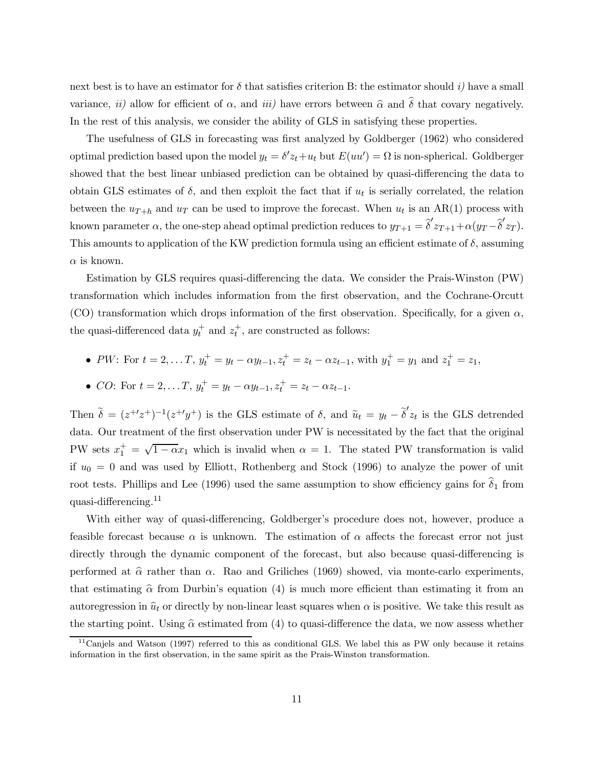next best is to have an estimator for $\delta$ that satisfies criterion B: the estimator should *i)* have a small variance, *ii)* allow for efficient of $\alpha$, and *iii)* have errors between $\widehat{\alpha}$ and $\widehat{\delta}$ that covary negatively. In the rest of this analysis, we consider the ability of GLS in satisfying these properties.

The usefulness of GLS in forecasting was first analyzed by Goldberger (1962) who considered optimal prediction based upon the model $y_t = \delta' z_t + u_t$ but $E(uu') = \Omega$ is non-spherical. Goldberger showed that the best linear unbiased prediction can be obtained by quasi-differencing the data to obtain GLS estimates of $\delta$, and then exploit the fact that if $u_t$ is serially correlated, the relation between the $u_{T+h}$ and $u_T$ can be used to improve the forecast. When $u_t$ is an AR(1) process with known parameter $\alpha$, the one-step ahead optimal prediction reduces to $y_{T+1} = \widehat{\delta}' z_{T+1} + \alpha(y_T - \widehat{\delta}' z_T)$. This amounts to application of the KW prediction formula using an efficient estimate of $\delta$, assuming $\alpha$ is known.

Estimation by GLS requires quasi-differencing the data. We consider the Prais-Winston (PW) transformation which includes information from the first observation, and the Cochrane-Orcutt (CO) transformation which drops information of the first observation. Specifically, for a given $\alpha$, the quasi-differenced data $y_t^+$ and $z_t^+$, are constructed as follows:

- *PW*: For $t = 2, \dots T$, $y_t^+ = y_t - \alpha y_{t-1}, z_t^+ = z_t - \alpha z_{t-1}$, with $y_1^+ = y_1$ and $z_1^+ = z_1$,
- *CO*: For $t = 2, \dots T$, $y_t^+ = y_t - \alpha y_{t-1}, z_t^+ = z_t - \alpha z_{t-1}$.

Then $\widetilde{\delta} = (z^{+\prime} z^+)^{-1}(z^{+\prime} y^+)$ is the GLS estimate of $\delta$, and $\widetilde{u}_t = y_t - \widetilde{\delta}' z_t$ is the GLS detrended data. Our treatment of the first observation under PW is necessitated by the fact that the original PW sets $x_1^+ = \sqrt{1-\alpha} x_1$ which is invalid when $\alpha = 1$. The stated PW transformation is valid if $u_0 = 0$ and was used by Elliott, Rothenberg and Stock (1996) to analyze the power of unit root tests. Phillips and Lee (1996) used the same assumption to show efficiency gains for $\widehat{\delta}_1$ from quasi-differencing.[11]

With either way of quasi-differencing, Goldberger's procedure does not, however, produce a feasible forecast because $\alpha$ is unknown. The estimation of $\alpha$ affects the forecast error not just directly through the dynamic component of the forecast, but also because quasi-differencing is performed at $\widehat{\alpha}$ rather than $\alpha$. Rao and Griliches (1969) showed, via monte-carlo experiments, that estimating $\widehat{\alpha}$ from Durbin's equation (4) is much more efficient than estimating it from an autoregression in $\widehat{u}_t$ or directly by non-linear least squares when $\alpha$ is positive. We take this result as the starting point. Using $\widehat{\alpha}$ estimated from (4) to quasi-difference the data, we now assess whether

[11] Canjels and Watson (1997) referred to this as conditional GLS. We label this as PW only because it retains information in the first observation, in the same spirit as the Prais-Winston transformation.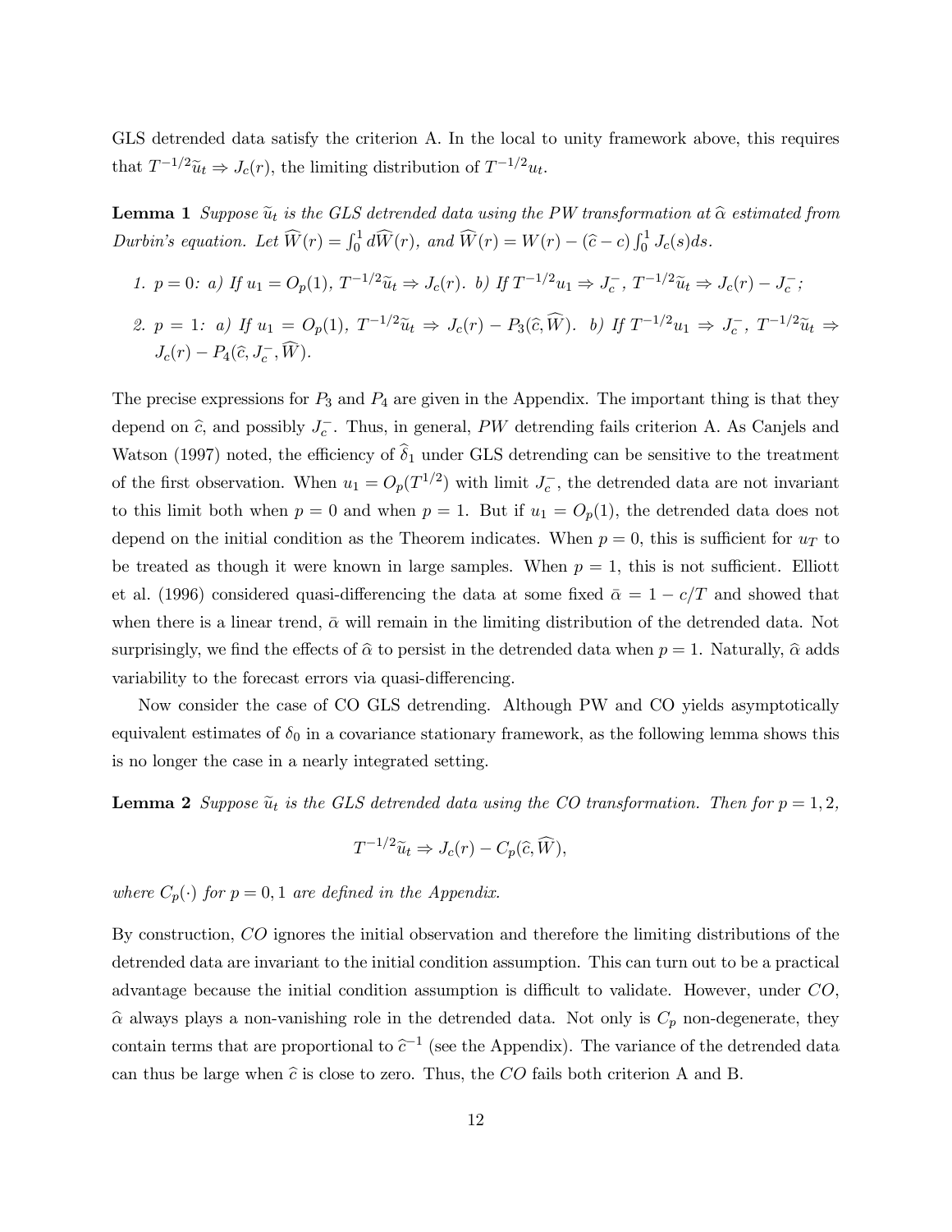GLS detrended data satisfy the criterion A. In the local to unity framework above, this requires that $T^{-1/2}\widetilde{u}_t \Rightarrow J_c(r)$, the limiting distribution of $T^{-1/2}u_t$.

**Lemma 1** *Suppose $\widetilde{u}_t$ is the GLS detrended data using the PW transformation at $\widehat{\alpha}$ estimated from Durbin's equation. Let $\widehat{W}(r) = \int_0^1 d\widehat{W}(r)$, and $\widehat{W}(r) = W(r) - (\widehat{c} - c)\int_0^1 J_c(s)ds$.*

1. *$p = 0$: a) If $u_1 = O_p(1)$, $T^{-1/2}\widetilde{u}_t \Rightarrow J_c(r)$. b) If $T^{-1/2}u_1 \Rightarrow J_c^-$, $T^{-1/2}\widetilde{u}_t \Rightarrow J_c(r) - J_c^-$;*
2. *$p = 1$: a) If $u_1 = O_p(1)$, $T^{-1/2}\widetilde{u}_t \Rightarrow J_c(r) - P_3(\widehat{c}, \widehat{W})$. b) If $T^{-1/2}u_1 \Rightarrow J_c^-$, $T^{-1/2}\widetilde{u}_t \Rightarrow J_c(r) - P_4(\widehat{c}, J_c^-, \widehat{W})$.*

The precise expressions for $P_3$ and $P_4$ are given in the Appendix. The important thing is that they depend on $\widehat{c}$, and possibly $J_c^-$. Thus, in general, *PW* detrending fails criterion A. As Canjels and Watson (1997) noted, the efficiency of $\widehat{\delta}_1$ under GLS detrending can be sensitive to the treatment of the first observation. When $u_1 = O_p(T^{1/2})$ with limit $J_c^-$, the detrended data are not invariant to this limit both when $p = 0$ and when $p = 1$. But if $u_1 = O_p(1)$, the detrended data does not depend on the initial condition as the Theorem indicates. When $p = 0$, this is sufficient for $u_T$ to be treated as though it were known in large samples. When $p = 1$, this is not sufficient. Elliott et al. (1996) considered quasi-differencing the data at some fixed $\bar{\alpha} = 1 - c/T$ and showed that when there is a linear trend, $\bar{\alpha}$ will remain in the limiting distribution of the detrended data. Not surprisingly, we find the effects of $\widehat{\alpha}$ to persist in the detrended data when $p = 1$. Naturally, $\widehat{\alpha}$ adds variability to the forecast errors via quasi-differencing.

Now consider the case of CO GLS detrending. Although PW and CO yields asymptotically equivalent estimates of $\delta_0$ in a covariance stationary framework, as the following lemma shows this is no longer the case in a nearly integrated setting.

**Lemma 2** *Suppose $\widetilde{u}_t$ is the GLS detrended data using the CO transformation. Then for $p = 1, 2$,*

$$T^{-1/2}\widetilde{u}_t \Rightarrow J_c(r) - C_p(\widehat{c}, \widehat{W}),$$

*where $C_p(\cdot)$ for $p = 0, 1$ are defined in the Appendix.*

By construction, *CO* ignores the initial observation and therefore the limiting distributions of the detrended data are invariant to the initial condition assumption. This can turn out to be a practical advantage because the initial condition assumption is difficult to validate. However, under *CO*, $\widehat{\alpha}$ always plays a non-vanishing role in the detrended data. Not only is $C_p$ non-degenerate, they contain terms that are proportional to $\widehat{c}^{-1}$ (see the Appendix). The variance of the detrended data can thus be large when $\widehat{c}$ is close to zero. Thus, the *CO* fails both criterion A and B.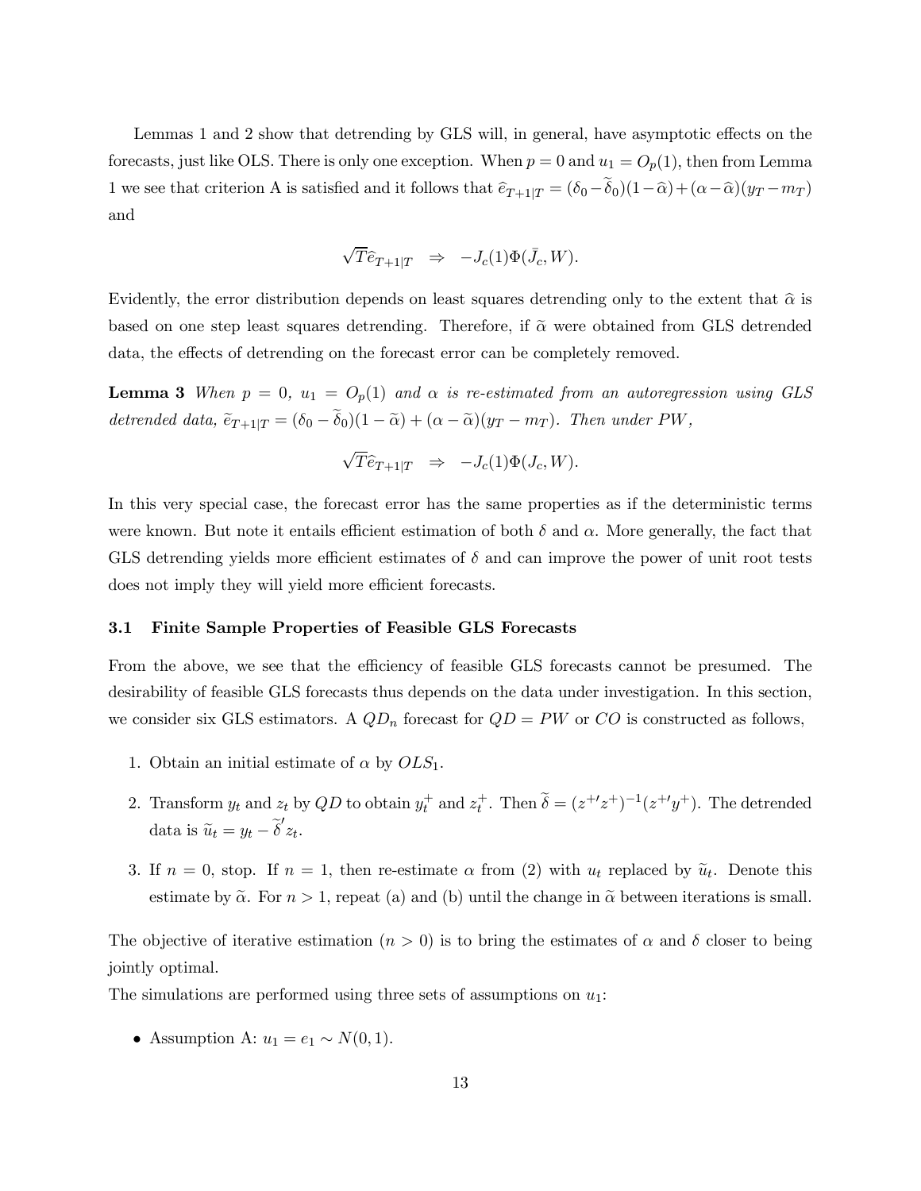Lemmas 1 and 2 show that detrending by GLS will, in general, have asymptotic effects on the forecasts, just like OLS. There is only one exception. When $p = 0$ and $u_1 = O_p(1)$, then from Lemma 1 we see that criterion A is satisfied and it follows that $\widehat{e}_{T+1|T} = (\delta_0 - \widetilde{\delta}_0)(1-\widehat{\alpha}) + (\alpha - \widehat{\alpha})(y_T - m_T)$ and

$$\sqrt{T}\widehat{e}_{T+1|T} \quad \Rightarrow \quad -J_c(1)\Phi(\bar{J}_c, W).$$

Evidently, the error distribution depends on least squares detrending only to the extent that $\widehat{\alpha}$ is based on one step least squares detrending. Therefore, if $\widetilde{\alpha}$ were obtained from GLS detrended data, the effects of detrending on the forecast error can be completely removed.

**Lemma 3** *When $p = 0$, $u_1 = O_p(1)$ and $\alpha$ is re-estimated from an autoregression using GLS detrended data, $\widetilde{e}_{T+1|T} = (\delta_0 - \widetilde{\delta}_0)(1-\widetilde{\alpha}) + (\alpha - \widetilde{\alpha})(y_T - m_T)$. Then under PW,*

$$\sqrt{T}\widehat{e}_{T+1|T} \quad \Rightarrow \quad -J_c(1)\Phi(J_c, W).$$

In this very special case, the forecast error has the same properties as if the deterministic terms were known. But note it entails efficient estimation of both $\delta$ and $\alpha$. More generally, the fact that GLS detrending yields more efficient estimates of $\delta$ and can improve the power of unit root tests does not imply they will yield more efficient forecasts.

### 3.1 Finite Sample Properties of Feasible GLS Forecasts

From the above, we see that the efficiency of feasible GLS forecasts cannot be presumed. The desirability of feasible GLS forecasts thus depends on the data under investigation. In this section, we consider six GLS estimators. A $QD_n$ forecast for $QD = PW$ or $CO$ is constructed as follows,

1. Obtain an initial estimate of $\alpha$ by $OLS_1$.
2. Transform $y_t$ and $z_t$ by $QD$ to obtain $y_t^+$ and $z_t^+$. Then $\widetilde{\delta} = (z^{+\prime}z^+)^{-1}(z^{+\prime}y^+)$. The detrended data is $\widetilde{u}_t = y_t - \widetilde{\delta}'z_t$.
3. If $n = 0$, stop. If $n = 1$, then re-estimate $\alpha$ from (2) with $u_t$ replaced by $\widetilde{u}_t$. Denote this estimate by $\widetilde{\alpha}$. For $n > 1$, repeat (a) and (b) until the change in $\widetilde{\alpha}$ between iterations is small.

The objective of iterative estimation ($n > 0$) is to bring the estimates of $\alpha$ and $\delta$ closer to being jointly optimal.

The simulations are performed using three sets of assumptions on $u_1$:

- Assumption A: $u_1 = e_1 \sim N(0, 1)$.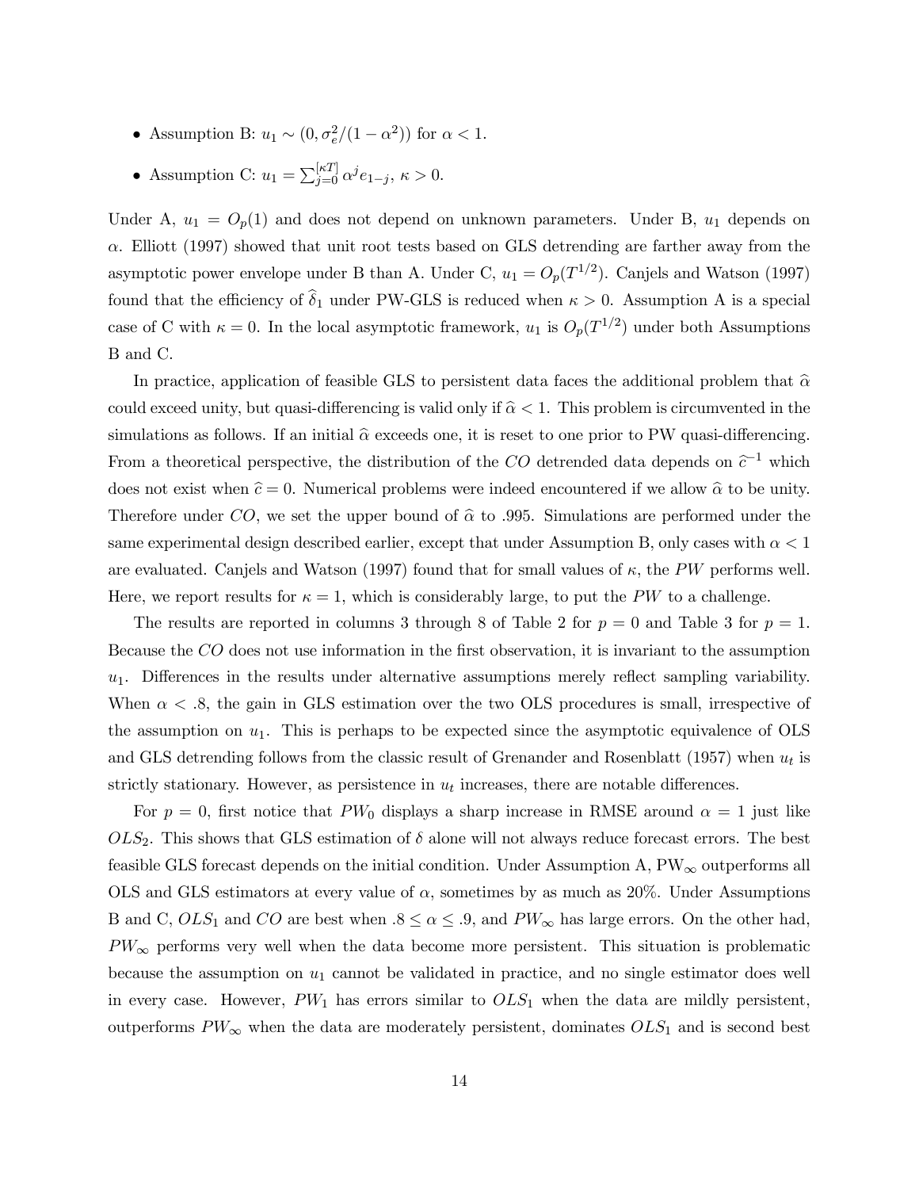- Assumption B: $u_1 \sim (0, \sigma_e^2/(1-\alpha^2))$ for $\alpha < 1$.
- Assumption C: $u_1 = \sum_{j=0}^{[\kappa T]} \alpha^j e_{1-j}$, $\kappa > 0$.

Under A, $u_1 = O_p(1)$ and does not depend on unknown parameters. Under B, $u_1$ depends on $\alpha$. Elliott (1997) showed that unit root tests based on GLS detrending are farther away from the asymptotic power envelope under B than A. Under C, $u_1 = O_p(T^{1/2})$. Canjels and Watson (1997) found that the efficiency of $\widehat{\delta}_1$ under PW-GLS is reduced when $\kappa > 0$. Assumption A is a special case of C with $\kappa = 0$. In the local asymptotic framework, $u_1$ is $O_p(T^{1/2})$ under both Assumptions B and C.

In practice, application of feasible GLS to persistent data faces the additional problem that $\widehat{\alpha}$ could exceed unity, but quasi-differencing is valid only if $\widehat{\alpha} < 1$. This problem is circumvented in the simulations as follows. If an initial $\widehat{\alpha}$ exceeds one, it is reset to one prior to PW quasi-differencing. From a theoretical perspective, the distribution of the $CO$ detrended data depends on $\widehat{c}^{-1}$ which does not exist when $\widehat{c} = 0$. Numerical problems were indeed encountered if we allow $\widehat{\alpha}$ to be unity. Therefore under $CO$, we set the upper bound of $\widehat{\alpha}$ to .995. Simulations are performed under the same experimental design described earlier, except that under Assumption B, only cases with $\alpha < 1$ are evaluated. Canjels and Watson (1997) found that for small values of $\kappa$, the $PW$ performs well. Here, we report results for $\kappa = 1$, which is considerably large, to put the $PW$ to a challenge.

The results are reported in columns 3 through 8 of Table 2 for $p = 0$ and Table 3 for $p = 1$. Because the $CO$ does not use information in the first observation, it is invariant to the assumption $u_1$. Differences in the results under alternative assumptions merely reflect sampling variability. When $\alpha < .8$, the gain in GLS estimation over the two OLS procedures is small, irrespective of the assumption on $u_1$. This is perhaps to be expected since the asymptotic equivalence of OLS and GLS detrending follows from the classic result of Grenander and Rosenblatt (1957) when $u_t$ is strictly stationary. However, as persistence in $u_t$ increases, there are notable differences.

For $p = 0$, first notice that $PW_0$ displays a sharp increase in RMSE around $\alpha = 1$ just like $OLS_2$. This shows that GLS estimation of $\delta$ alone will not always reduce forecast errors. The best feasible GLS forecast depends on the initial condition. Under Assumption A, $\text{PW}_\infty$ outperforms all OLS and GLS estimators at every value of $\alpha$, sometimes by as much as 20%. Under Assumptions B and C, $OLS_1$ and $CO$ are best when $.8 \leq \alpha \leq .9$, and $PW_\infty$ has large errors. On the other had, $PW_\infty$ performs very well when the data become more persistent. This situation is problematic because the assumption on $u_1$ cannot be validated in practice, and no single estimator does well in every case. However, $PW_1$ has errors similar to $OLS_1$ when the data are mildly persistent, outperforms $PW_\infty$ when the data are moderately persistent, dominates $OLS_1$ and is second best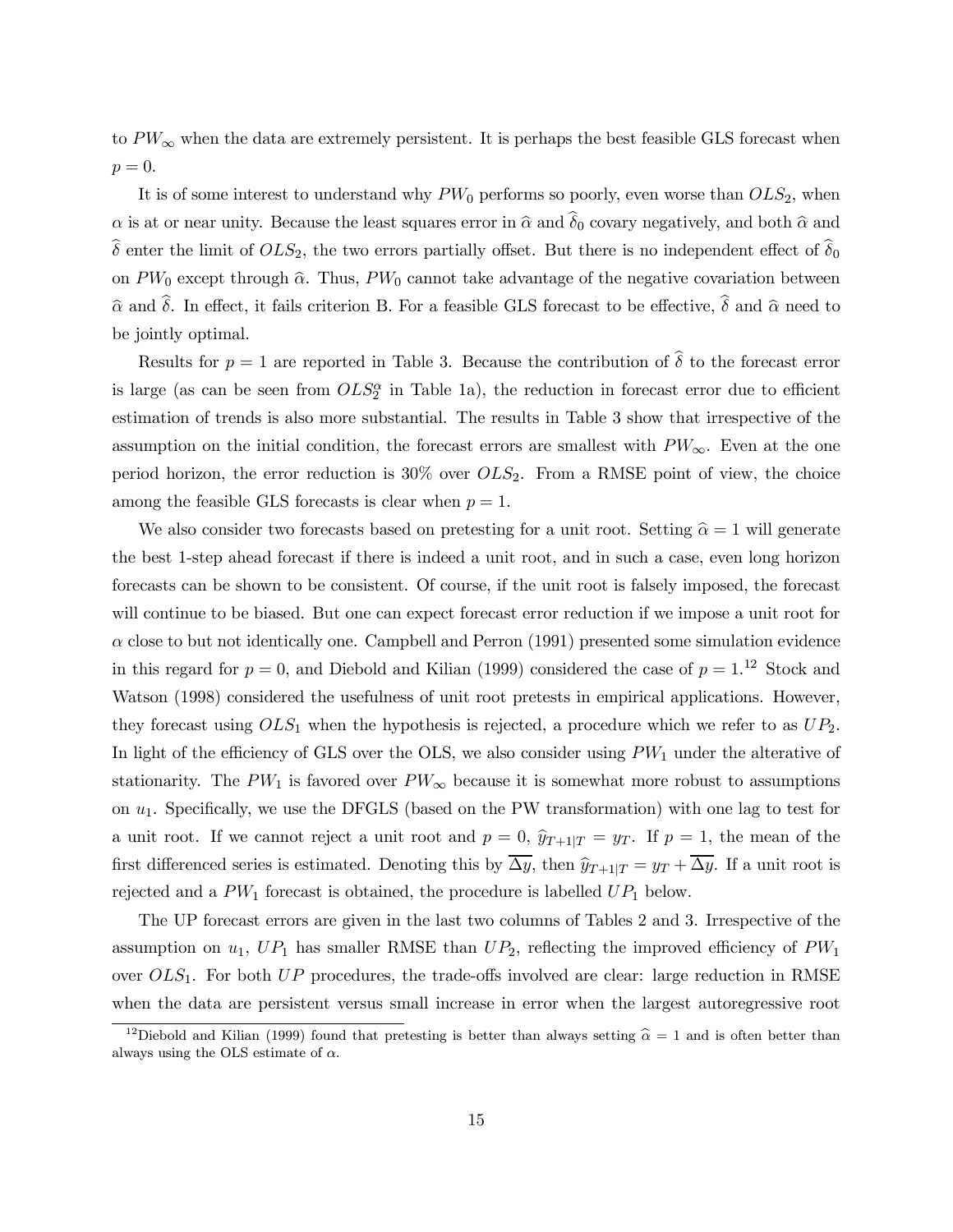to $PW_\infty$ when the data are extremely persistent. It is perhaps the best feasible GLS forecast when $p = 0$.

It is of some interest to understand why $PW_0$ performs so poorly, even worse than $OLS_2$, when $\alpha$ is at or near unity. Because the least squares error in $\widehat{\alpha}$ and $\widehat{\delta}_0$ covary negatively, and both $\widehat{\alpha}$ and $\widehat{\delta}$ enter the limit of $OLS_2$, the two errors partially offset. But there is no independent effect of $\widehat{\delta}_0$ on $PW_0$ except through $\widehat{\alpha}$. Thus, $PW_0$ cannot take advantage of the negative covariation between $\widehat{\alpha}$ and $\widehat{\delta}$. In effect, it fails criterion B. For a feasible GLS forecast to be effective, $\widehat{\delta}$ and $\widehat{\alpha}$ need to be jointly optimal.

Results for $p = 1$ are reported in Table 3. Because the contribution of $\widehat{\delta}$ to the forecast error is large (as can be seen from $OLS_2^\alpha$ in Table 1a), the reduction in forecast error due to efficient estimation of trends is also more substantial. The results in Table 3 show that irrespective of the assumption on the initial condition, the forecast errors are smallest with $PW_\infty$. Even at the one period horizon, the error reduction is 30% over $OLS_2$. From a RMSE point of view, the choice among the feasible GLS forecasts is clear when $p = 1$.

We also consider two forecasts based on pretesting for a unit root. Setting $\widehat{\alpha} = 1$ will generate the best 1-step ahead forecast if there is indeed a unit root, and in such a case, even long horizon forecasts can be shown to be consistent. Of course, if the unit root is falsely imposed, the forecast will continue to be biased. But one can expect forecast error reduction if we impose a unit root for $\alpha$ close to but not identically one. Campbell and Perron (1991) presented some simulation evidence in this regard for $p = 0$, and Diebold and Kilian (1999) considered the case of $p = 1$.[12] Stock and Watson (1998) considered the usefulness of unit root pretests in empirical applications. However, they forecast using $OLS_1$ when the hypothesis is rejected, a procedure which we refer to as $UP_2$. In light of the efficiency of GLS over the OLS, we also consider using $PW_1$ under the alterative of stationarity. The $PW_1$ is favored over $PW_\infty$ because it is somewhat more robust to assumptions on $u_1$. Specifically, we use the DFGLS (based on the PW transformation) with one lag to test for a unit root. If we cannot reject a unit root and $p = 0$, $\widehat{y}_{T+1|T} = y_T$. If $p = 1$, the mean of the first differenced series is estimated. Denoting this by $\overline{\Delta y}$, then $\widehat{y}_{T+1|T} = y_T + \overline{\Delta y}$. If a unit root is rejected and a $PW_1$ forecast is obtained, the procedure is labelled $UP_1$ below.

The UP forecast errors are given in the last two columns of Tables 2 and 3. Irrespective of the assumption on $u_1$, $UP_1$ has smaller RMSE than $UP_2$, reflecting the improved efficiency of $PW_1$ over $OLS_1$. For both $UP$ procedures, the trade-offs involved are clear: large reduction in RMSE when the data are persistent versus small increase in error when the largest autoregressive root

[12] Diebold and Kilian (1999) found that pretesting is better than always setting $\widehat{\alpha} = 1$ and is often better than always using the OLS estimate of $\alpha$.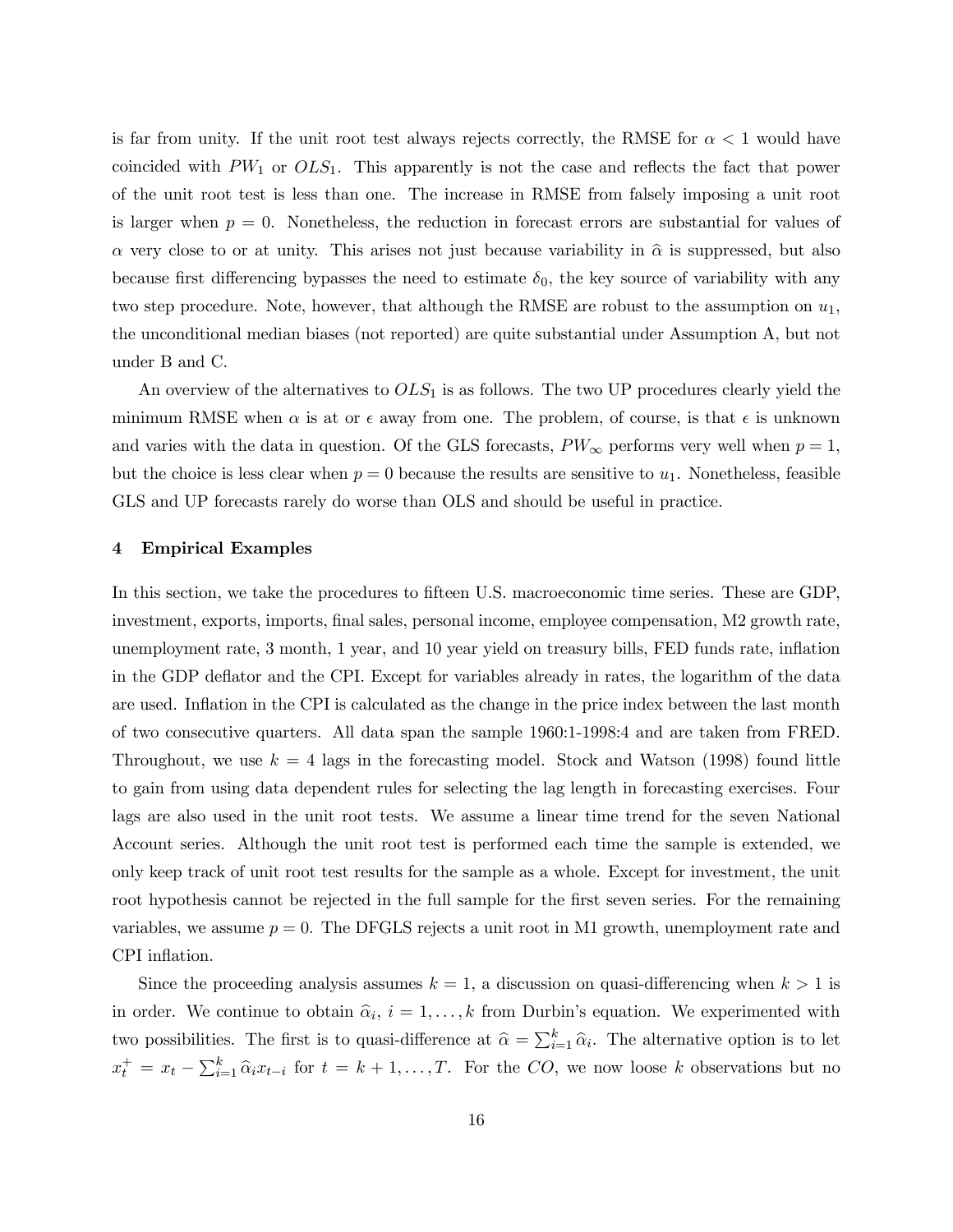is far from unity. If the unit root test always rejects correctly, the RMSE for $\alpha < 1$ would have coincided with $PW_1$ or $OLS_1$. This apparently is not the case and reflects the fact that power of the unit root test is less than one. The increase in RMSE from falsely imposing a unit root is larger when $p = 0$. Nonetheless, the reduction in forecast errors are substantial for values of $\alpha$ very close to or at unity. This arises not just because variability in $\widehat{\alpha}$ is suppressed, but also because first differencing bypasses the need to estimate $\delta_0$, the key source of variability with any two step procedure. Note, however, that although the RMSE are robust to the assumption on $u_1$, the unconditional median biases (not reported) are quite substantial under Assumption A, but not under B and C.

An overview of the alternatives to $OLS_1$ is as follows. The two UP procedures clearly yield the minimum RMSE when $\alpha$ is at or $\epsilon$ away from one. The problem, of course, is that $\epsilon$ is unknown and varies with the data in question. Of the GLS forecasts, $PW_\infty$ performs very well when $p = 1$, but the choice is less clear when $p = 0$ because the results are sensitive to $u_1$. Nonetheless, feasible GLS and UP forecasts rarely do worse than OLS and should be useful in practice.

## 4 Empirical Examples

In this section, we take the procedures to fifteen U.S. macroeconomic time series. These are GDP, investment, exports, imports, final sales, personal income, employee compensation, M2 growth rate, unemployment rate, 3 month, 1 year, and 10 year yield on treasury bills, FED funds rate, inflation in the GDP deflator and the CPI. Except for variables already in rates, the logarithm of the data are used. Inflation in the CPI is calculated as the change in the price index between the last month of two consecutive quarters. All data span the sample 1960:1-1998:4 and are taken from FRED. Throughout, we use $k = 4$ lags in the forecasting model. Stock and Watson (1998) found little to gain from using data dependent rules for selecting the lag length in forecasting exercises. Four lags are also used in the unit root tests. We assume a linear time trend for the seven National Account series. Although the unit root test is performed each time the sample is extended, we only keep track of unit root test results for the sample as a whole. Except for investment, the unit root hypothesis cannot be rejected in the full sample for the first seven series. For the remaining variables, we assume $p = 0$. The DFGLS rejects a unit root in M1 growth, unemployment rate and CPI inflation.

Since the proceeding analysis assumes $k = 1$, a discussion on quasi-differencing when $k > 1$ is in order. We continue to obtain $\widehat{\alpha}_i$, $i = 1, \ldots, k$ from Durbin's equation. We experimented with two possibilities. The first is to quasi-difference at $\widehat{\alpha} = \sum_{i=1}^{k} \widehat{\alpha}_i$. The alternative option is to let $x_t^+ = x_t - \sum_{i=1}^{k} \widehat{\alpha}_i x_{t-i}$ for $t = k+1, \ldots, T$. For the $CO$, we now loose $k$ observations but no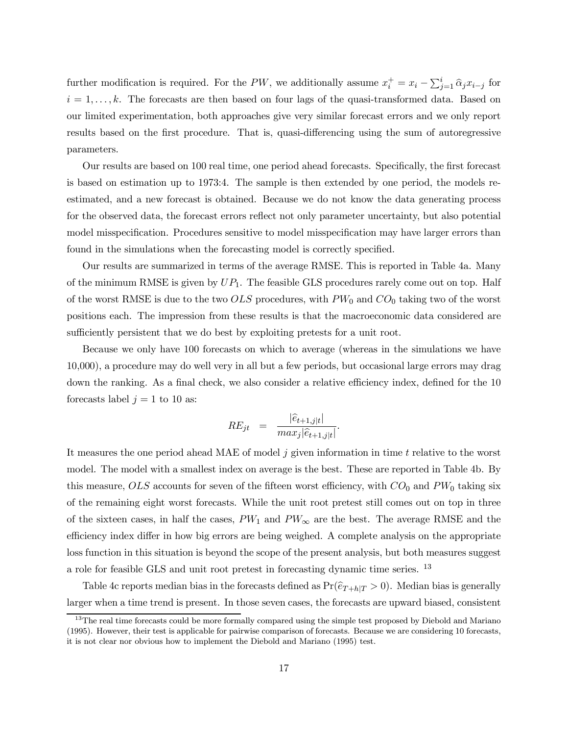further modification is required. For the $PW$, we additionally assume $x_i^+ = x_i - \sum_{j=1}^{i} \widehat{\alpha}_j x_{i-j}$ for $i = 1, \ldots, k$. The forecasts are then based on four lags of the quasi-transformed data. Based on our limited experimentation, both approaches give very similar forecast errors and we only report results based on the first procedure. That is, quasi-differencing using the sum of autoregressive parameters.

Our results are based on 100 real time, one period ahead forecasts. Specifically, the first forecast is based on estimation up to 1973:4. The sample is then extended by one period, the models re-estimated, and a new forecast is obtained. Because we do not know the data generating process for the observed data, the forecast errors reflect not only parameter uncertainty, but also potential model misspecification. Procedures sensitive to model misspecification may have larger errors than found in the simulations when the forecasting model is correctly specified.

Our results are summarized in terms of the average RMSE. This is reported in Table 4a. Many of the minimum RMSE is given by $UP_1$. The feasible GLS procedures rarely come out on top. Half of the worst RMSE is due to the two $OLS$ procedures, with $PW_0$ and $CO_0$ taking two of the worst positions each. The impression from these results is that the macroeconomic data considered are sufficiently persistent that we do best by exploiting pretests for a unit root.

Because we only have 100 forecasts on which to average (whereas in the simulations we have 10,000), a procedure may do well very in all but a few periods, but occasional large errors may drag down the ranking. As a final check, we also consider a relative efficiency index, defined for the 10 forecasts label $j = 1$ to 10 as:

$$RE_{jt} = \frac{|\widehat{e}_{t+1,j|t}|}{max_j |\widehat{e}_{t+1,j|t}|}.$$

It measures the one period ahead MAE of model $j$ given information in time $t$ relative to the worst model. The model with a smallest index on average is the best. These are reported in Table 4b. By this measure, $OLS$ accounts for seven of the fifteen worst efficiency, with $CO_0$ and $PW_0$ taking six of the remaining eight worst forecasts. While the unit root pretest still comes out on top in three of the sixteen cases, in half the cases, $PW_1$ and $PW_\infty$ are the best. The average RMSE and the efficiency index differ in how big errors are being weighed. A complete analysis on the appropriate loss function in this situation is beyond the scope of the present analysis, but both measures suggest a role for feasible GLS and unit root pretest in forecasting dynamic time series. [13]

Table 4c reports median bias in the forecasts defined as $\Pr(\widehat{e}_{T+h|T} > 0)$. Median bias is generally larger when a time trend is present. In those seven cases, the forecasts are upward biased, consistent

[13] The real time forecasts could be more formally compared using the simple test proposed by Diebold and Mariano (1995). However, their test is applicable for pairwise comparison of forecasts. Because we are considering 10 forecasts, it is not clear nor obvious how to implement the Diebold and Mariano (1995) test.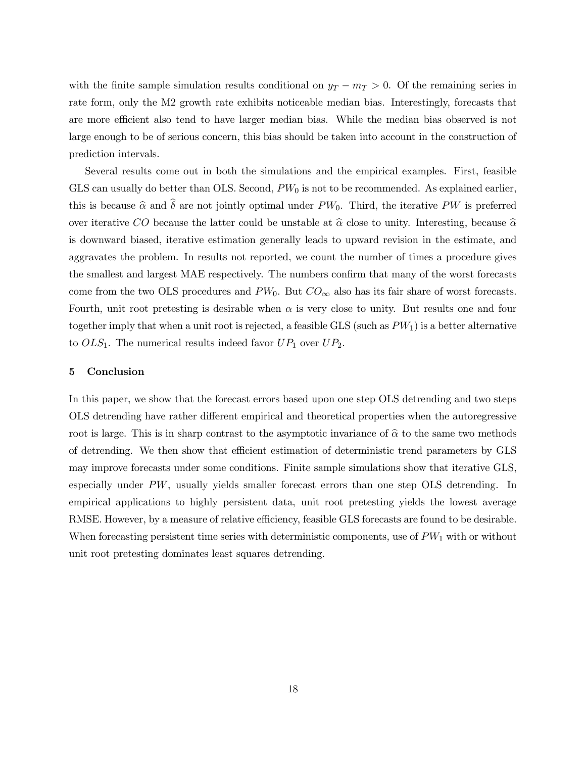with the finite sample simulation results conditional on $y_T - m_T > 0$. Of the remaining series in rate form, only the M2 growth rate exhibits noticeable median bias. Interestingly, forecasts that are more efficient also tend to have larger median bias. While the median bias observed is not large enough to be of serious concern, this bias should be taken into account in the construction of prediction intervals.

Several results come out in both the simulations and the empirical examples. First, feasible GLS can usually do better than OLS. Second, $PW_0$ is not to be recommended. As explained earlier, this is because $\widehat{\alpha}$ and $\widehat{\delta}$ are not jointly optimal under $PW_0$. Third, the iterative $PW$ is preferred over iterative $CO$ because the latter could be unstable at $\widehat{\alpha}$ close to unity. Interesting, because $\widehat{\alpha}$ is downward biased, iterative estimation generally leads to upward revision in the estimate, and aggravates the problem. In results not reported, we count the number of times a procedure gives the smallest and largest MAE respectively. The numbers confirm that many of the worst forecasts come from the two OLS procedures and $PW_0$. But $CO_\infty$ also has its fair share of worst forecasts. Fourth, unit root pretesting is desirable when $\alpha$ is very close to unity. But results one and four together imply that when a unit root is rejected, a feasible GLS (such as $PW_1$) is a better alternative to $OLS_1$. The numerical results indeed favor $UP_1$ over $UP_2$.

## 5 Conclusion

In this paper, we show that the forecast errors based upon one step OLS detrending and two steps OLS detrending have rather different empirical and theoretical properties when the autoregressive root is large. This is in sharp contrast to the asymptotic invariance of $\widehat{\alpha}$ to the same two methods of detrending. We then show that efficient estimation of deterministic trend parameters by GLS may improve forecasts under some conditions. Finite sample simulations show that iterative GLS, especially under $PW$, usually yields smaller forecast errors than one step OLS detrending. In empirical applications to highly persistent data, unit root pretesting yields the lowest average RMSE. However, by a measure of relative efficiency, feasible GLS forecasts are found to be desirable. When forecasting persistent time series with deterministic components, use of $PW_1$ with or without unit root pretesting dominates least squares detrending.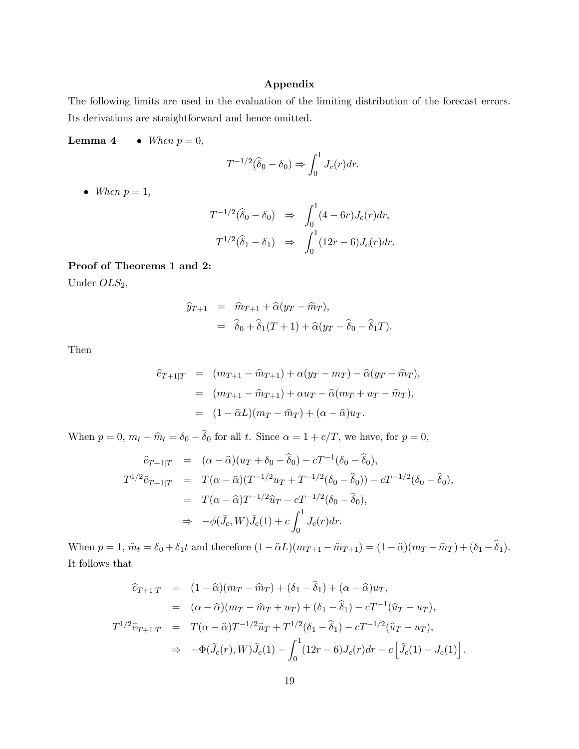**Appendix**

The following limits are used in the evaluation of the limiting distribution of the forecast errors. Its derivations are straightforward and hence omitted.

**Lemma 4** 

- *When $p = 0$,*

$$T^{-1/2}(\widehat{\delta}_0 - \delta_0) \Rightarrow \int_0^1 J_c(r)dr.$$

- *When $p = 1$,*

$$\begin{aligned}
T^{-1/2}(\widehat{\delta}_0 - \delta_0) &\Rightarrow \int_0^1 (4 - 6r)J_c(r)dr, \\
T^{1/2}(\widehat{\delta}_1 - \delta_1) &\Rightarrow \int_0^1 (12r - 6)J_c(r)dr.
\end{aligned}$$

**Proof of Theorems 1 and 2:**

Under $OLS_2$,

$$\begin{aligned}
\widehat{y}_{T+1} &= \widehat{m}_{T+1} + \widehat{\alpha}(y_T - \widehat{m}_T), \\
&= \widehat{\delta}_0 + \widehat{\delta}_1(T+1) + \widehat{\alpha}(y_T - \widehat{\delta}_0 - \widehat{\delta}_1 T).
\end{aligned}$$

Then

$$\begin{aligned}
\widehat{e}_{T+1|T} &= (m_{T+1} - \widehat{m}_{T+1}) + \alpha(y_T - m_T) - \widehat{\alpha}(y_T - \widehat{m}_T), \\
&= (m_{T+1} - \widehat{m}_{T+1}) + \alpha u_T - \widehat{\alpha}(m_T + u_T - \widehat{m}_T), \\
&= (1 - \widehat{\alpha}L)(m_T - \widehat{m}_T) + (\alpha - \widehat{\alpha})u_T.
\end{aligned}$$

When $p = 0$, $m_t - \widehat{m}_t = \delta_0 - \widehat{\delta}_0$ for all $t$. Since $\alpha = 1 + c/T$, we have, for $p = 0$,

$$\begin{aligned}
\widehat{e}_{T+1|T} &= (\alpha - \widehat{\alpha})(u_T + \delta_0 - \widehat{\delta}_0) - cT^{-1}(\delta_0 - \widehat{\delta}_0), \\
T^{1/2}\widehat{e}_{T+1|T} &= T(\alpha - \widehat{\alpha})(T^{-1/2}u_T + T^{-1/2}(\delta_0 - \widehat{\delta}_0)) - cT^{-1/2}(\delta_0 - \widehat{\delta}_0), \\
&= T(\alpha - \widehat{\alpha})T^{-1/2}\widehat{u}_T - cT^{-1/2}(\delta_0 - \widehat{\delta}_0), \\
&\Rightarrow -\phi(\bar{J}_c, W)\bar{J}_c(1) + c\int_0^1 J_c(r)dr.
\end{aligned}$$

When $p = 1$, $\widehat{m}_t = \delta_0 + \delta_1 t$ and therefore $(1 - \widehat{\alpha}L)(m_{T+1} - \widehat{m}_{T+1}) = (1 - \widehat{\alpha})(m_T - \widehat{m}_T) + (\delta_1 - \widehat{\delta}_1)$. It follows that

$$\begin{aligned}
\widehat{e}_{T+1|T} &= (1 - \widehat{\alpha})(m_T - \widehat{m}_T) + (\delta_1 - \widehat{\delta}_1) + (\alpha - \widehat{\alpha})u_T, \\
&= (\alpha - \widehat{\alpha})(m_T - \widehat{m}_T + u_T) + (\delta_1 - \widehat{\delta}_1) - cT^{-1}(\widehat{u}_T - u_T), \\
T^{1/2}\widehat{e}_{T+1|T} &= T(\alpha - \widehat{\alpha})T^{-1/2}\widehat{u}_T + T^{1/2}(\delta_1 - \widehat{\delta}_1) - cT^{-1/2}(\widehat{u}_T - u_T), \\
&\Rightarrow -\Phi(\widetilde{J}_c(r), W)\widetilde{J}_c(1) - \int_0^1 (12r - 6)J_c(r)dr - c\left[\widetilde{J}_c(1) - J_c(1)\right].
\end{aligned}$$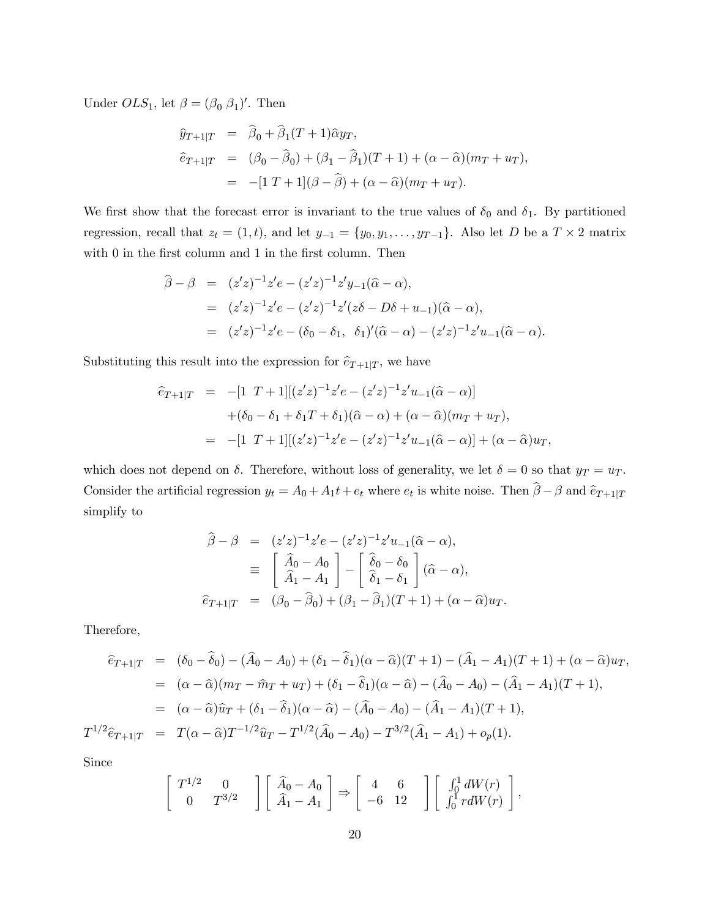Under $OLS_1$, let $\beta = (\beta_0 \; \beta_1)'$. Then

$$
\begin{aligned}
\widehat{y}_{T+1|T} &= \widehat{\beta}_0 + \widehat{\beta}_1(T+1)\widehat{\alpha}y_T, \\
\widehat{e}_{T+1|T} &= (\beta_0 - \widehat{\beta}_0) + (\beta_1 - \widehat{\beta}_1)(T+1) + (\alpha - \widehat{\alpha})(m_T + u_T), \\
&= -[1 \; T+1](\beta - \widehat{\beta}) + (\alpha - \widehat{\alpha})(m_T + u_T).
\end{aligned}
$$

We first show that the forecast error is invariant to the true values of $\delta_0$ and $\delta_1$. By partitioned regression, recall that $z_t = (1, t)$, and let $y_{-1} = \{y_0, y_1, \ldots, y_{T-1}\}$. Also let $D$ be a $T \times 2$ matrix with 0 in the first column and 1 in the first column. Then

$$
\begin{aligned}
\widehat{\beta} - \beta &= (z'z)^{-1}z'e - (z'z)^{-1}z'y_{-1}(\widehat{\alpha} - \alpha), \\
&= (z'z)^{-1}z'e - (z'z)^{-1}z'(z\delta - D\delta + u_{-1})(\widehat{\alpha} - \alpha), \\
&= (z'z)^{-1}z'e - (\delta_0 - \delta_1, \;\; \delta_1)'(\widehat{\alpha} - \alpha) - (z'z)^{-1}z'u_{-1}(\widehat{\alpha} - \alpha).
\end{aligned}
$$

Substituting this result into the expression for $\widehat{e}_{T+1|T}$, we have

$$
\begin{aligned}
\widehat{e}_{T+1|T} &= -[1 \;\; T+1][(z'z)^{-1}z'e - (z'z)^{-1}z'u_{-1}(\widehat{\alpha} - \alpha)] \\
&\quad + (\delta_0 - \delta_1 + \delta_1 T + \delta_1)(\widehat{\alpha} - \alpha) + (\alpha - \widehat{\alpha})(m_T + u_T), \\
&= -[1 \;\; T+1][(z'z)^{-1}z'e - (z'z)^{-1}z'u_{-1}(\widehat{\alpha} - \alpha)] + (\alpha - \widehat{\alpha})u_T,
\end{aligned}
$$

which does not depend on $\delta$. Therefore, without loss of generality, we let $\delta = 0$ so that $y_T = u_T$. Consider the artificial regression $y_t = A_0 + A_1 t + e_t$ where $e_t$ is white noise. Then $\widehat{\beta} - \beta$ and $\widehat{e}_{T+1|T}$ simplify to

$$
\begin{aligned}
\widehat{\beta} - \beta &= (z'z)^{-1}z'e - (z'z)^{-1}z'u_{-1}(\widehat{\alpha} - \alpha), \\
&\equiv \begin{bmatrix} \widehat{A}_0 - A_0 \\ \widehat{A}_1 - A_1 \end{bmatrix} - \begin{bmatrix} \widehat{\delta}_0 - \delta_0 \\ \widehat{\delta}_1 - \delta_1 \end{bmatrix} (\widehat{\alpha} - \alpha), \\
\widehat{e}_{T+1|T} &= (\beta_0 - \widehat{\beta}_0) + (\beta_1 - \widehat{\beta}_1)(T+1) + (\alpha - \widehat{\alpha})u_T.
\end{aligned}
$$

Therefore,

$$
\begin{aligned}
\widehat{e}_{T+1|T} &= (\delta_0 - \widehat{\delta}_0) - (\widehat{A}_0 - A_0) + (\delta_1 - \widehat{\delta}_1)(\alpha - \widehat{\alpha})(T+1) - (\widehat{A}_1 - A_1)(T+1) + (\alpha - \widehat{\alpha})u_T, \\
&= (\alpha - \widehat{\alpha})(m_T - \widehat{m}_T + u_T) + (\delta_1 - \widehat{\delta}_1)(\alpha - \widehat{\alpha}) - (\widehat{A}_0 - A_0) - (\widehat{A}_1 - A_1)(T+1), \\
&= (\alpha - \widehat{\alpha})\widehat{u}_T + (\delta_1 - \widehat{\delta}_1)(\alpha - \widehat{\alpha}) - (\widehat{A}_0 - A_0) - (\widehat{A}_1 - A_1)(T+1), \\
T^{1/2}\widehat{e}_{T+1|T} &= T(\alpha - \widehat{\alpha})T^{-1/2}\widehat{u}_T - T^{1/2}(\widehat{A}_0 - A_0) - T^{3/2}(\widehat{A}_1 - A_1) + o_p(1).
\end{aligned}
$$

Since

$$
\begin{bmatrix} T^{1/2} & 0 \\ 0 & T^{3/2} \end{bmatrix} \begin{bmatrix} \widehat{A}_0 - A_0 \\ \widehat{A}_1 - A_1 \end{bmatrix} \Rightarrow \begin{bmatrix} 4 & 6 \\ -6 & 12 \end{bmatrix} \begin{bmatrix} \int_0^1 dW(r) \\ \int_0^1 r dW(r) \end{bmatrix},
$$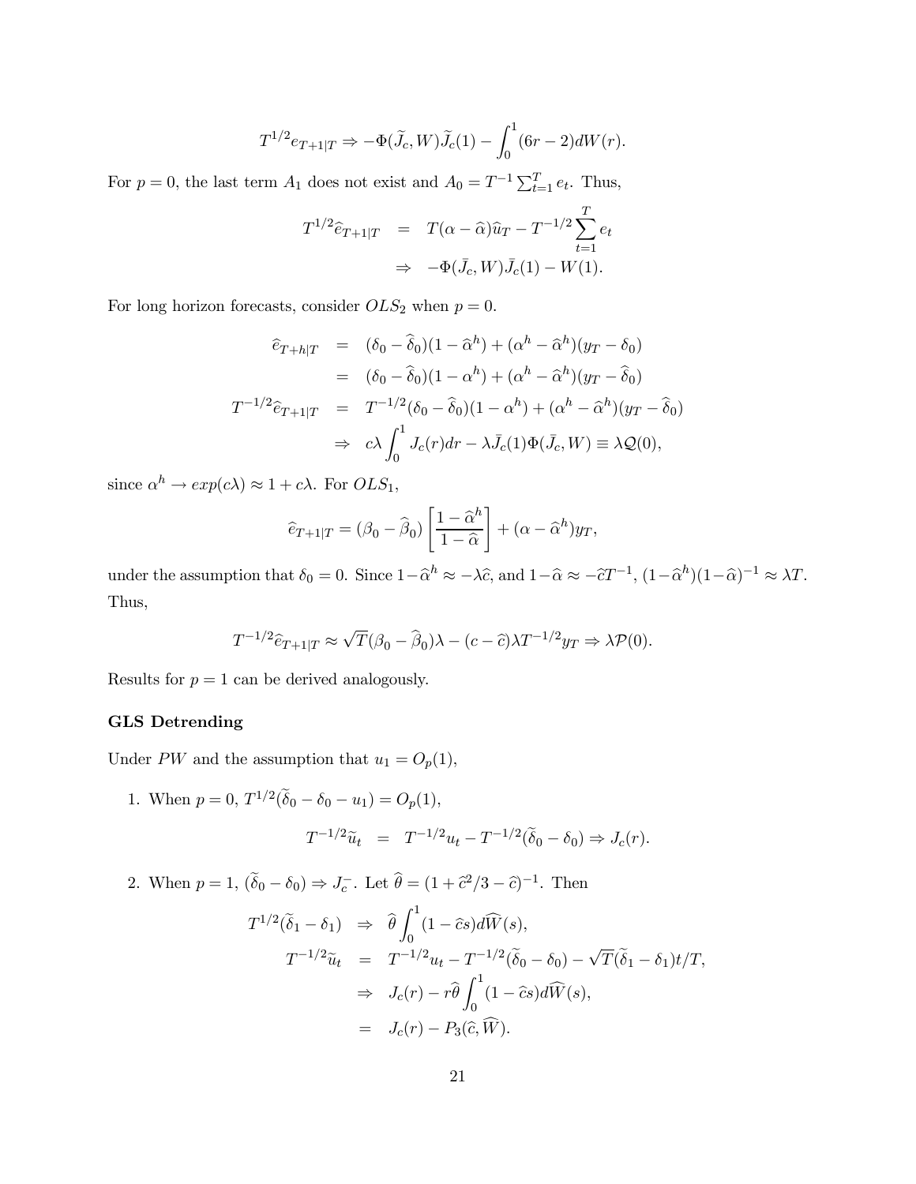$$T^{1/2}e_{T+1|T} \Rightarrow -\Phi(\widetilde{J}_c, W)\widetilde{J}_c(1) - \int_0^1 (6r-2)dW(r).$$

For $p = 0$, the last term $A_1$ does not exist and $A_0 = T^{-1}\sum_{t=1}^{T} e_t$. Thus,

$$\begin{aligned}
T^{1/2}\widehat{e}_{T+1|T} &= T(\alpha - \widehat{\alpha})\widehat{u}_T - T^{-1/2}\sum_{t=1}^{T} e_t \\
&\Rightarrow -\Phi(\bar{J}_c, W)\bar{J}_c(1) - W(1).
\end{aligned}$$

For long horizon forecasts, consider $OLS_2$ when $p = 0$.

$$\begin{aligned}
\widehat{e}_{T+h|T} &= (\delta_0 - \widehat{\delta}_0)(1 - \widehat{\alpha}^h) + (\alpha^h - \widehat{\alpha}^h)(y_T - \delta_0) \\
&= (\delta_0 - \widehat{\delta}_0)(1 - \alpha^h) + (\alpha^h - \widehat{\alpha}^h)(y_T - \widehat{\delta}_0) \\
T^{-1/2}\widehat{e}_{T+1|T} &= T^{-1/2}(\delta_0 - \widehat{\delta}_0)(1 - \alpha^h) + (\alpha^h - \widehat{\alpha}^h)(y_T - \widehat{\delta}_0) \\
&\Rightarrow c\lambda \int_0^1 J_c(r)dr - \lambda \bar{J}_c(1)\Phi(\bar{J}_c, W) \equiv \lambda \mathcal{Q}(0),
\end{aligned}$$

since $\alpha^h \to exp(c\lambda) \approx 1 + c\lambda$. For $OLS_1$,

$$\widehat{e}_{T+1|T} = (\beta_0 - \widehat{\beta}_0)\left[\frac{1 - \widehat{\alpha}^h}{1 - \widehat{\alpha}}\right] + (\alpha - \widehat{\alpha}^h)y_T,$$

under the assumption that $\delta_0 = 0$. Since $1 - \widehat{\alpha}^h \approx -\lambda\widehat{c}$, and $1 - \widehat{\alpha} \approx -\widehat{c}T^{-1}$, $(1 - \widehat{\alpha}^h)(1 - \widehat{\alpha})^{-1} \approx \lambda T$. Thus,

$$T^{-1/2}\widehat{e}_{T+1|T} \approx \sqrt{T}(\beta_0 - \widehat{\beta}_0)\lambda - (c - \widehat{c})\lambda T^{-1/2}y_T \Rightarrow \lambda \mathcal{P}(0).$$

Results for $p = 1$ can be derived analogously.

**GLS Detrending**

Under $PW$ and the assumption that $u_1 = O_p(1)$,

1. When $p = 0$, $T^{1/2}(\widetilde{\delta}_0 - \delta_0 - u_1) = O_p(1)$,

$$T^{-1/2}\widetilde{u}_t = T^{-1/2}u_t - T^{-1/2}(\widetilde{\delta}_0 - \delta_0) \Rightarrow J_c(r).$$

2. When $p = 1$, $(\widetilde{\delta}_0 - \delta_0) \Rightarrow J_c^-$. Let $\widehat{\theta} = (1 + \widehat{c}^2/3 - \widehat{c})^{-1}$. Then

$$\begin{aligned}
T^{1/2}(\widetilde{\delta}_1 - \delta_1) &\Rightarrow \widehat{\theta}\int_0^1 (1 - \widehat{c}s)d\widehat{W}(s), \\
T^{-1/2}\widetilde{u}_t &= T^{-1/2}u_t - T^{-1/2}(\widetilde{\delta}_0 - \delta_0) - \sqrt{T}(\widetilde{\delta}_1 - \delta_1)t/T, \\
&\Rightarrow J_c(r) - r\widehat{\theta}\int_0^1 (1 - \widehat{c}s)d\widehat{W}(s), \\
&= J_c(r) - P_3(\widehat{c}, \widehat{W}).
\end{aligned}$$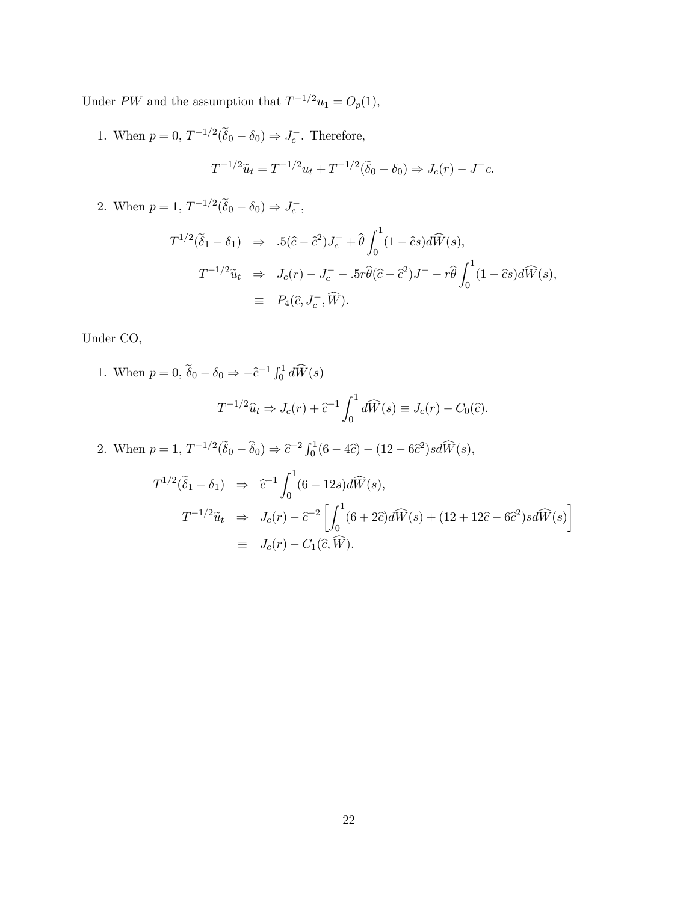Under $PW$ and the assumption that $T^{-1/2}u_1 = O_p(1)$,

1. When $p = 0$, $T^{-1/2}(\widetilde{\delta}_0 - \delta_0) \Rightarrow J_c^-$. Therefore,

$$T^{-1/2}\widetilde{u}_t = T^{-1/2}u_t + T^{-1/2}(\widetilde{\delta}_0 - \delta_0) \Rightarrow J_c(r) - J^- c.$$

2. When $p = 1$, $T^{-1/2}(\widetilde{\delta}_0 - \delta_0) \Rightarrow J_c^-$,

$$\begin{aligned}
T^{1/2}(\widetilde{\delta}_1 - \delta_1) &\Rightarrow .5(\widehat{c} - \widehat{c}^2)J_c^- + \widehat{\theta}\int_0^1 (1 - \widehat{c}s)d\widehat{W}(s), \\
T^{-1/2}\widetilde{u}_t &\Rightarrow J_c(r) - J_c^- - .5r\widehat{\theta}(\widehat{c} - \widehat{c}^2)J^- - r\widehat{\theta}\int_0^1 (1 - \widehat{c}s)d\widehat{W}(s), \\
&\equiv P_4(\widehat{c}, J_c^-, \widehat{W}).
\end{aligned}$$

Under CO,

1. When $p = 0$, $\widetilde{\delta}_0 - \delta_0 \Rightarrow -\widehat{c}^{-1}\int_0^1 d\widehat{W}(s)$

$$T^{-1/2}\widehat{u}_t \Rightarrow J_c(r) + \widehat{c}^{-1}\int_0^1 d\widehat{W}(s) \equiv J_c(r) - C_0(\widehat{c}).$$

2. When $p = 1$, $T^{-1/2}(\widetilde{\delta}_0 - \widehat{\delta}_0) \Rightarrow \widehat{c}^{-2}\int_0^1 (6 - 4\widehat{c}) - (12 - 6\widehat{c}^2)sd\widehat{W}(s)$,

$$\begin{aligned}
T^{1/2}(\widetilde{\delta}_1 - \delta_1) &\Rightarrow \widehat{c}^{-1}\int_0^1 (6 - 12s)d\widehat{W}(s), \\
T^{-1/2}\widetilde{u}_t &\Rightarrow J_c(r) - \widehat{c}^{-2}\left[\int_0^1 (6 + 2\widehat{c})d\widehat{W}(s) + (12 + 12\widehat{c} - 6\widehat{c}^2)sd\widehat{W}(s)\right] \\
&\equiv J_c(r) - C_1(\widehat{c}, \widehat{W}).
\end{aligned}$$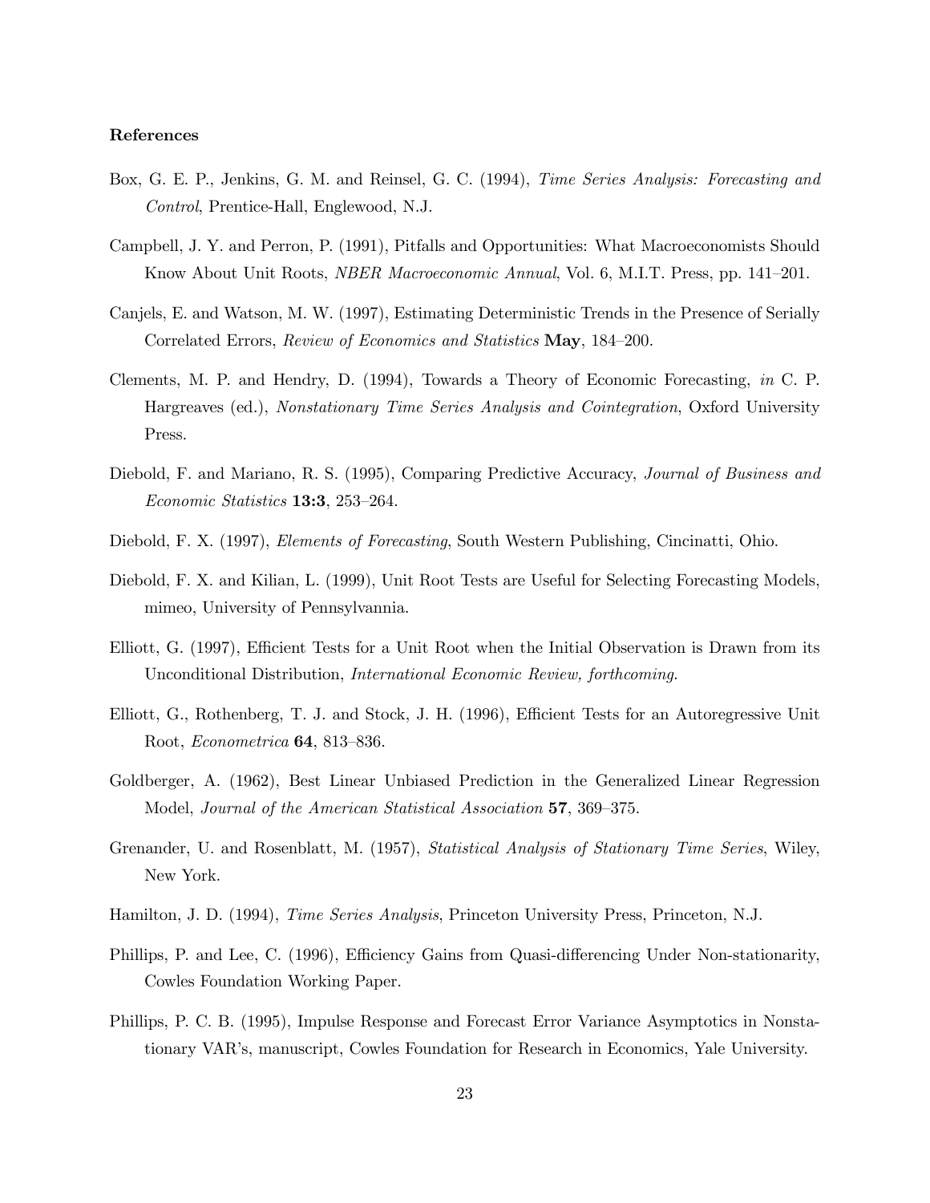**References**

Box, G. E. P., Jenkins, G. M. and Reinsel, G. C. (1994), *Time Series Analysis: Forecasting and Control*, Prentice-Hall, Englewood, N.J.

Campbell, J. Y. and Perron, P. (1991), Pitfalls and Opportunities: What Macroeconomists Should Know About Unit Roots, *NBER Macroeconomic Annual*, Vol. 6, M.I.T. Press, pp. 141–201.

Canjels, E. and Watson, M. W. (1997), Estimating Deterministic Trends in the Presence of Serially Correlated Errors, *Review of Economics and Statistics* **May**, 184–200.

Clements, M. P. and Hendry, D. (1994), Towards a Theory of Economic Forecasting, *in* C. P. Hargreaves (ed.), *Nonstationary Time Series Analysis and Cointegration*, Oxford University Press.

Diebold, F. and Mariano, R. S. (1995), Comparing Predictive Accuracy, *Journal of Business and Economic Statistics* **13:3**, 253–264.

Diebold, F. X. (1997), *Elements of Forecasting*, South Western Publishing, Cincinatti, Ohio.

Diebold, F. X. and Kilian, L. (1999), Unit Root Tests are Useful for Selecting Forecasting Models, mimeo, University of Pennsylvannia.

Elliott, G. (1997), Efficient Tests for a Unit Root when the Initial Observation is Drawn from its Unconditional Distribution, *International Economic Review, forthcoming*.

Elliott, G., Rothenberg, T. J. and Stock, J. H. (1996), Efficient Tests for an Autoregressive Unit Root, *Econometrica* **64**, 813–836.

Goldberger, A. (1962), Best Linear Unbiased Prediction in the Generalized Linear Regression Model, *Journal of the American Statistical Association* **57**, 369–375.

Grenander, U. and Rosenblatt, M. (1957), *Statistical Analysis of Stationary Time Series*, Wiley, New York.

Hamilton, J. D. (1994), *Time Series Analysis*, Princeton University Press, Princeton, N.J.

Phillips, P. and Lee, C. (1996), Efficiency Gains from Quasi-differencing Under Non-stationarity, Cowles Foundation Working Paper.

Phillips, P. C. B. (1995), Impulse Response and Forecast Error Variance Asymptotics in Nonstationary VAR's, manuscript, Cowles Foundation for Research in Economics, Yale University.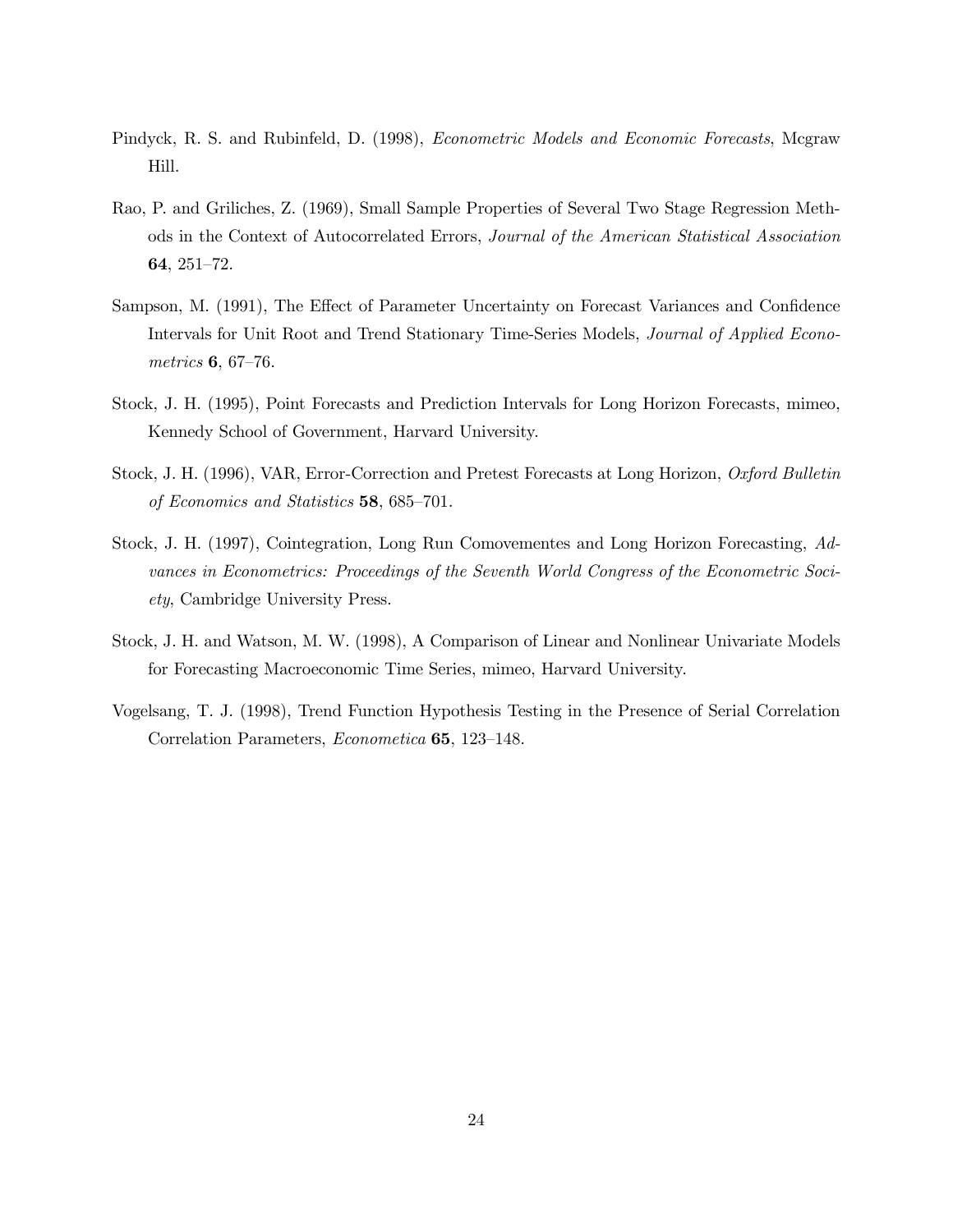Pindyck, R. S. and Rubinfeld, D. (1998), *Econometric Models and Economic Forecasts*, Mcgraw Hill.

Rao, P. and Griliches, Z. (1969), Small Sample Properties of Several Two Stage Regression Methods in the Context of Autocorrelated Errors, *Journal of the American Statistical Association* **64**, 251–72.

Sampson, M. (1991), The Effect of Parameter Uncertainty on Forecast Variances and Confidence Intervals for Unit Root and Trend Stationary Time-Series Models, *Journal of Applied Econometrics* **6**, 67–76.

Stock, J. H. (1995), Point Forecasts and Prediction Intervals for Long Horizon Forecasts, mimeo, Kennedy School of Government, Harvard University.

Stock, J. H. (1996), VAR, Error-Correction and Pretest Forecasts at Long Horizon, *Oxford Bulletin of Economics and Statistics* **58**, 685–701.

Stock, J. H. (1997), Cointegration, Long Run Comovementes and Long Horizon Forecasting, *Advances in Econometrics: Proceedings of the Seventh World Congress of the Econometric Society*, Cambridge University Press.

Stock, J. H. and Watson, M. W. (1998), A Comparison of Linear and Nonlinear Univariate Models for Forecasting Macroeconomic Time Series, mimeo, Harvard University.

Vogelsang, T. J. (1998), Trend Function Hypothesis Testing in the Presence of Serial Correlation Correlation Parameters, *Econometica* **65**, 123–148.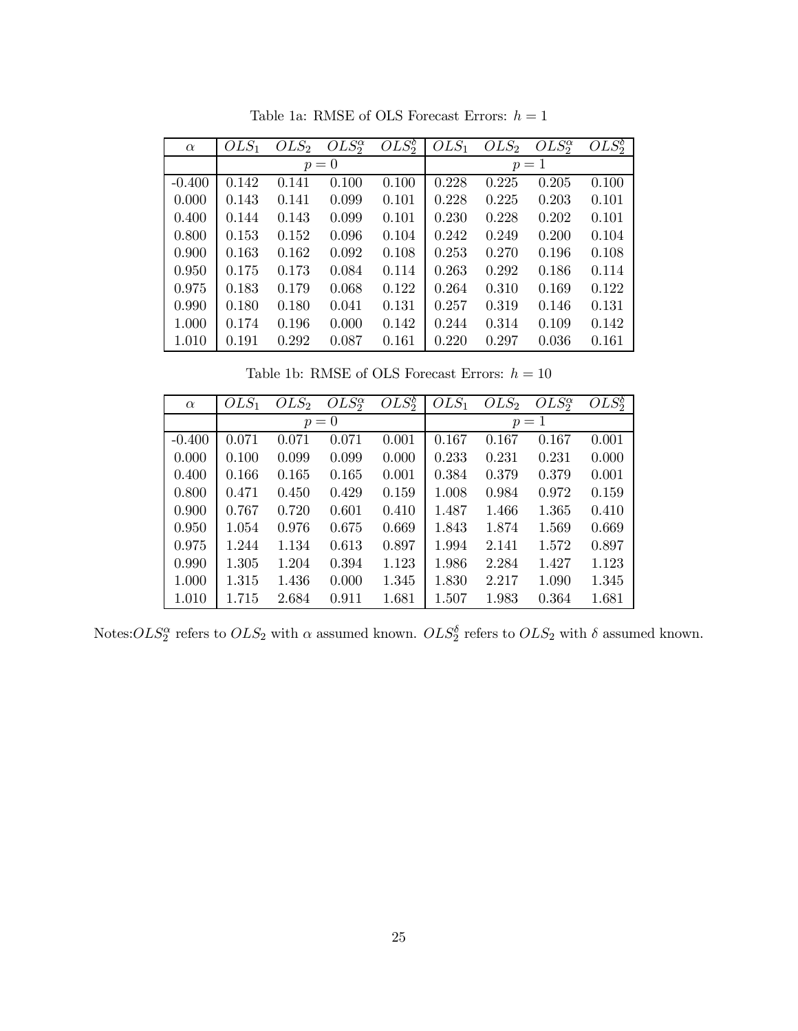Table 1a: RMSE of OLS Forecast Errors: $h = 1$

| $\alpha$ | $OLS_1$ | $OLS_2$ | $OLS_2^\alpha$ | $OLS_2^\delta$ | $OLS_1$ | $OLS_2$ | $OLS_2^\alpha$ | $OLS_2^\delta$ |
|---|---|---|---|---|---|---|---|---|
| | $p = 0$ | | | | $p = 1$ | | | |
| -0.400 | 0.142 | 0.141 | 0.100 | 0.100 | 0.228 | 0.225 | 0.205 | 0.100 |
| 0.000 | 0.143 | 0.141 | 0.099 | 0.101 | 0.228 | 0.225 | 0.203 | 0.101 |
| 0.400 | 0.144 | 0.143 | 0.099 | 0.101 | 0.230 | 0.228 | 0.202 | 0.101 |
| 0.800 | 0.153 | 0.152 | 0.096 | 0.104 | 0.242 | 0.249 | 0.200 | 0.104 |
| 0.900 | 0.163 | 0.162 | 0.092 | 0.108 | 0.253 | 0.270 | 0.196 | 0.108 |
| 0.950 | 0.175 | 0.173 | 0.084 | 0.114 | 0.263 | 0.292 | 0.186 | 0.114 |
| 0.975 | 0.183 | 0.179 | 0.068 | 0.122 | 0.264 | 0.310 | 0.169 | 0.122 |
| 0.990 | 0.180 | 0.180 | 0.041 | 0.131 | 0.257 | 0.319 | 0.146 | 0.131 |
| 1.000 | 0.174 | 0.196 | 0.000 | 0.142 | 0.244 | 0.314 | 0.109 | 0.142 |
| 1.010 | 0.191 | 0.292 | 0.087 | 0.161 | 0.220 | 0.297 | 0.036 | 0.161 |

Table 1b: RMSE of OLS Forecast Errors: $h = 10$

| $\alpha$ | $OLS_1$ | $OLS_2$ | $OLS_2^\alpha$ | $OLS_2^\delta$ | $OLS_1$ | $OLS_2$ | $OLS_2^\alpha$ | $OLS_2^\delta$ |
|---|---|---|---|---|---|---|---|---|
| | $p = 0$ | | | | $p = 1$ | | | |
| -0.400 | 0.071 | 0.071 | 0.071 | 0.001 | 0.167 | 0.167 | 0.167 | 0.001 |
| 0.000 | 0.100 | 0.099 | 0.099 | 0.000 | 0.233 | 0.231 | 0.231 | 0.000 |
| 0.400 | 0.166 | 0.165 | 0.165 | 0.001 | 0.384 | 0.379 | 0.379 | 0.001 |
| 0.800 | 0.471 | 0.450 | 0.429 | 0.159 | 1.008 | 0.984 | 0.972 | 0.159 |
| 0.900 | 0.767 | 0.720 | 0.601 | 0.410 | 1.487 | 1.466 | 1.365 | 0.410 |
| 0.950 | 1.054 | 0.976 | 0.675 | 0.669 | 1.843 | 1.874 | 1.569 | 0.669 |
| 0.975 | 1.244 | 1.134 | 0.613 | 0.897 | 1.994 | 2.141 | 1.572 | 0.897 |
| 0.990 | 1.305 | 1.204 | 0.394 | 1.123 | 1.986 | 2.284 | 1.427 | 1.123 |
| 1.000 | 1.315 | 1.436 | 0.000 | 1.345 | 1.830 | 2.217 | 1.090 | 1.345 |
| 1.010 | 1.715 | 2.684 | 0.911 | 1.681 | 1.507 | 1.983 | 0.364 | 1.681 |

Notes: $OLS_2^\alpha$ refers to $OLS_2$ with $\alpha$ assumed known. $OLS_2^\delta$ refers to $OLS_2$ with $\delta$ assumed known.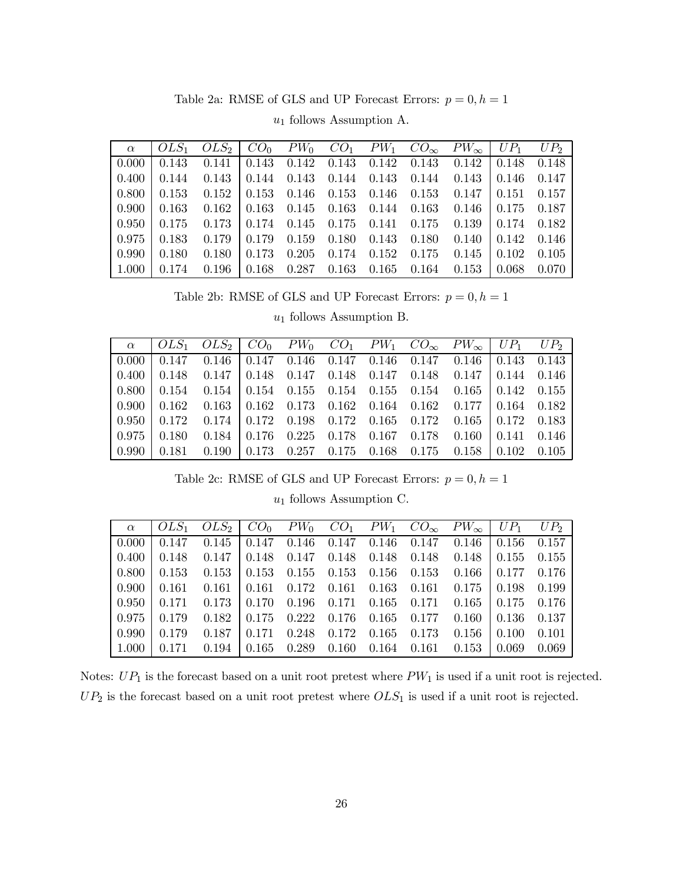Table 2a: RMSE of GLS and UP Forecast Errors: $p = 0, h = 1$

$u_1$ follows Assumption A.

| $\alpha$ | $OLS_1$ | $OLS_2$ | $CO_0$ | $PW_0$ | $CO_1$ | $PW_1$ | $CO_\infty$ | $PW_\infty$ | $UP_1$ | $UP_2$ |
|---|---|---|---|---|---|---|---|---|---|---|
| 0.000 | 0.143 | 0.141 | 0.143 | 0.142 | 0.143 | 0.142 | 0.143 | 0.142 | 0.148 | 0.148 |
| 0.400 | 0.144 | 0.143 | 0.144 | 0.143 | 0.144 | 0.143 | 0.144 | 0.143 | 0.146 | 0.147 |
| 0.800 | 0.153 | 0.152 | 0.153 | 0.146 | 0.153 | 0.146 | 0.153 | 0.147 | 0.151 | 0.157 |
| 0.900 | 0.163 | 0.162 | 0.163 | 0.145 | 0.163 | 0.144 | 0.163 | 0.146 | 0.175 | 0.187 |
| 0.950 | 0.175 | 0.173 | 0.174 | 0.145 | 0.175 | 0.141 | 0.175 | 0.139 | 0.174 | 0.182 |
| 0.975 | 0.183 | 0.179 | 0.179 | 0.159 | 0.180 | 0.143 | 0.180 | 0.140 | 0.142 | 0.146 |
| 0.990 | 0.180 | 0.180 | 0.173 | 0.205 | 0.174 | 0.152 | 0.175 | 0.145 | 0.102 | 0.105 |
| 1.000 | 0.174 | 0.196 | 0.168 | 0.287 | 0.163 | 0.165 | 0.164 | 0.153 | 0.068 | 0.070 |

Table 2b: RMSE of GLS and UP Forecast Errors: $p = 0, h = 1$

$u_1$ follows Assumption B.

| $\alpha$ | $OLS_1$ | $OLS_2$ | $CO_0$ | $PW_0$ | $CO_1$ | $PW_1$ | $CO_\infty$ | $PW_\infty$ | $UP_1$ | $UP_2$ |
|---|---|---|---|---|---|---|---|---|---|---|
| 0.000 | 0.147 | 0.146 | 0.147 | 0.146 | 0.147 | 0.146 | 0.147 | 0.146 | 0.143 | 0.143 |
| 0.400 | 0.148 | 0.147 | 0.148 | 0.147 | 0.148 | 0.147 | 0.148 | 0.147 | 0.144 | 0.146 |
| 0.800 | 0.154 | 0.154 | 0.154 | 0.155 | 0.154 | 0.155 | 0.154 | 0.165 | 0.142 | 0.155 |
| 0.900 | 0.162 | 0.163 | 0.162 | 0.173 | 0.162 | 0.164 | 0.162 | 0.177 | 0.164 | 0.182 |
| 0.950 | 0.172 | 0.174 | 0.172 | 0.198 | 0.172 | 0.165 | 0.172 | 0.165 | 0.172 | 0.183 |
| 0.975 | 0.180 | 0.184 | 0.176 | 0.225 | 0.178 | 0.167 | 0.178 | 0.160 | 0.141 | 0.146 |
| 0.990 | 0.181 | 0.190 | 0.173 | 0.257 | 0.175 | 0.168 | 0.175 | 0.158 | 0.102 | 0.105 |

Table 2c: RMSE of GLS and UP Forecast Errors: $p = 0, h = 1$

$u_1$ follows Assumption C.

| $\alpha$ | $OLS_1$ | $OLS_2$ | $CO_0$ | $PW_0$ | $CO_1$ | $PW_1$ | $CO_\infty$ | $PW_\infty$ | $UP_1$ | $UP_2$ |
|---|---|---|---|---|---|---|---|---|---|---|
| 0.000 | 0.147 | 0.145 | 0.147 | 0.146 | 0.147 | 0.146 | 0.147 | 0.146 | 0.156 | 0.157 |
| 0.400 | 0.148 | 0.147 | 0.148 | 0.147 | 0.148 | 0.148 | 0.148 | 0.148 | 0.155 | 0.155 |
| 0.800 | 0.153 | 0.153 | 0.153 | 0.155 | 0.153 | 0.156 | 0.153 | 0.166 | 0.177 | 0.176 |
| 0.900 | 0.161 | 0.161 | 0.161 | 0.172 | 0.161 | 0.163 | 0.161 | 0.175 | 0.198 | 0.199 |
| 0.950 | 0.171 | 0.173 | 0.170 | 0.196 | 0.171 | 0.165 | 0.171 | 0.165 | 0.175 | 0.176 |
| 0.975 | 0.179 | 0.182 | 0.175 | 0.222 | 0.176 | 0.165 | 0.177 | 0.160 | 0.136 | 0.137 |
| 0.990 | 0.179 | 0.187 | 0.171 | 0.248 | 0.172 | 0.165 | 0.173 | 0.156 | 0.100 | 0.101 |
| 1.000 | 0.171 | 0.194 | 0.165 | 0.289 | 0.160 | 0.164 | 0.161 | 0.153 | 0.069 | 0.069 |

Notes: $UP_1$ is the forecast based on a unit root pretest where $PW_1$ is used if a unit root is rejected. $UP_2$ is the forecast based on a unit root pretest where $OLS_1$ is used if a unit root is rejected.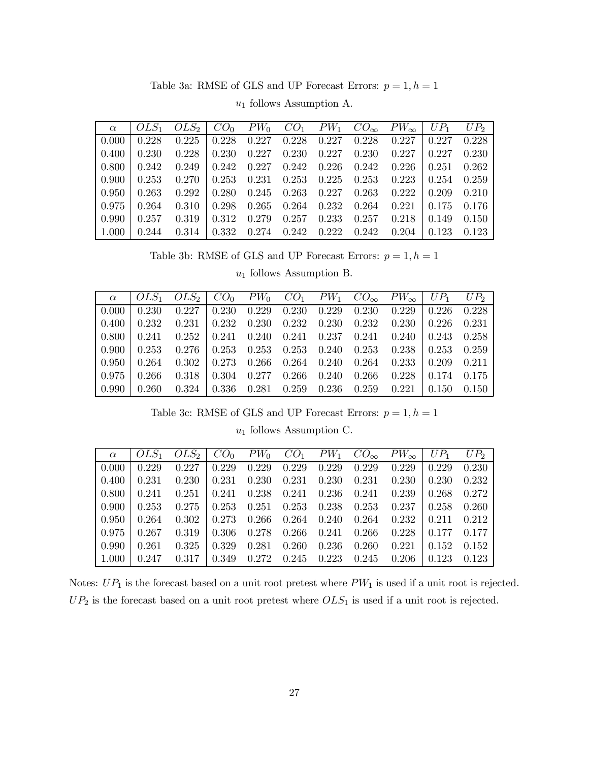Table 3a: RMSE of GLS and UP Forecast Errors: $p = 1, h = 1$

$u_1$ follows Assumption A.

| $\alpha$ | $OLS_1$ | $OLS_2$ | $CO_0$ | $PW_0$ | $CO_1$ | $PW_1$ | $CO_\infty$ | $PW_\infty$ | $UP_1$ | $UP_2$ |
|---|---|---|---|---|---|---|---|---|---|---|
| 0.000 | 0.228 | 0.225 | 0.228 | 0.227 | 0.228 | 0.227 | 0.228 | 0.227 | 0.227 | 0.228 |
| 0.400 | 0.230 | 0.228 | 0.230 | 0.227 | 0.230 | 0.227 | 0.230 | 0.227 | 0.227 | 0.230 |
| 0.800 | 0.242 | 0.249 | 0.242 | 0.227 | 0.242 | 0.226 | 0.242 | 0.226 | 0.251 | 0.262 |
| 0.900 | 0.253 | 0.270 | 0.253 | 0.231 | 0.253 | 0.225 | 0.253 | 0.223 | 0.254 | 0.259 |
| 0.950 | 0.263 | 0.292 | 0.280 | 0.245 | 0.263 | 0.227 | 0.263 | 0.222 | 0.209 | 0.210 |
| 0.975 | 0.264 | 0.310 | 0.298 | 0.265 | 0.264 | 0.232 | 0.264 | 0.221 | 0.175 | 0.176 |
| 0.990 | 0.257 | 0.319 | 0.312 | 0.279 | 0.257 | 0.233 | 0.257 | 0.218 | 0.149 | 0.150 |
| 1.000 | 0.244 | 0.314 | 0.332 | 0.274 | 0.242 | 0.222 | 0.242 | 0.204 | 0.123 | 0.123 |

Table 3b: RMSE of GLS and UP Forecast Errors: $p = 1, h = 1$

$u_1$ follows Assumption B.

| $\alpha$ | $OLS_1$ | $OLS_2$ | $CO_0$ | $PW_0$ | $CO_1$ | $PW_1$ | $CO_\infty$ | $PW_\infty$ | $UP_1$ | $UP_2$ |
|---|---|---|---|---|---|---|---|---|---|---|
| 0.000 | 0.230 | 0.227 | 0.230 | 0.229 | 0.230 | 0.229 | 0.230 | 0.229 | 0.226 | 0.228 |
| 0.400 | 0.232 | 0.231 | 0.232 | 0.230 | 0.232 | 0.230 | 0.232 | 0.230 | 0.226 | 0.231 |
| 0.800 | 0.241 | 0.252 | 0.241 | 0.240 | 0.241 | 0.237 | 0.241 | 0.240 | 0.243 | 0.258 |
| 0.900 | 0.253 | 0.276 | 0.253 | 0.253 | 0.253 | 0.240 | 0.253 | 0.238 | 0.253 | 0.259 |
| 0.950 | 0.264 | 0.302 | 0.273 | 0.266 | 0.264 | 0.240 | 0.264 | 0.233 | 0.209 | 0.211 |
| 0.975 | 0.266 | 0.318 | 0.304 | 0.277 | 0.266 | 0.240 | 0.266 | 0.228 | 0.174 | 0.175 |
| 0.990 | 0.260 | 0.324 | 0.336 | 0.281 | 0.259 | 0.236 | 0.259 | 0.221 | 0.150 | 0.150 |

Table 3c: RMSE of GLS and UP Forecast Errors: $p = 1, h = 1$

$u_1$ follows Assumption C.

| $\alpha$ | $OLS_1$ | $OLS_2$ | $CO_0$ | $PW_0$ | $CO_1$ | $PW_1$ | $CO_\infty$ | $PW_\infty$ | $UP_1$ | $UP_2$ |
|---|---|---|---|---|---|---|---|---|---|---|
| 0.000 | 0.229 | 0.227 | 0.229 | 0.229 | 0.229 | 0.229 | 0.229 | 0.229 | 0.229 | 0.230 |
| 0.400 | 0.231 | 0.230 | 0.231 | 0.230 | 0.231 | 0.230 | 0.231 | 0.230 | 0.230 | 0.232 |
| 0.800 | 0.241 | 0.251 | 0.241 | 0.238 | 0.241 | 0.236 | 0.241 | 0.239 | 0.268 | 0.272 |
| 0.900 | 0.253 | 0.275 | 0.253 | 0.251 | 0.253 | 0.238 | 0.253 | 0.237 | 0.258 | 0.260 |
| 0.950 | 0.264 | 0.302 | 0.273 | 0.266 | 0.264 | 0.240 | 0.264 | 0.232 | 0.211 | 0.212 |
| 0.975 | 0.267 | 0.319 | 0.306 | 0.278 | 0.266 | 0.241 | 0.266 | 0.228 | 0.177 | 0.177 |
| 0.990 | 0.261 | 0.325 | 0.329 | 0.281 | 0.260 | 0.236 | 0.260 | 0.221 | 0.152 | 0.152 |
| 1.000 | 0.247 | 0.317 | 0.349 | 0.272 | 0.245 | 0.223 | 0.245 | 0.206 | 0.123 | 0.123 |

Notes: $UP_1$ is the forecast based on a unit root pretest where $PW_1$ is used if a unit root is rejected. $UP_2$ is the forecast based on a unit root pretest where $OLS_1$ is used if a unit root is rejected.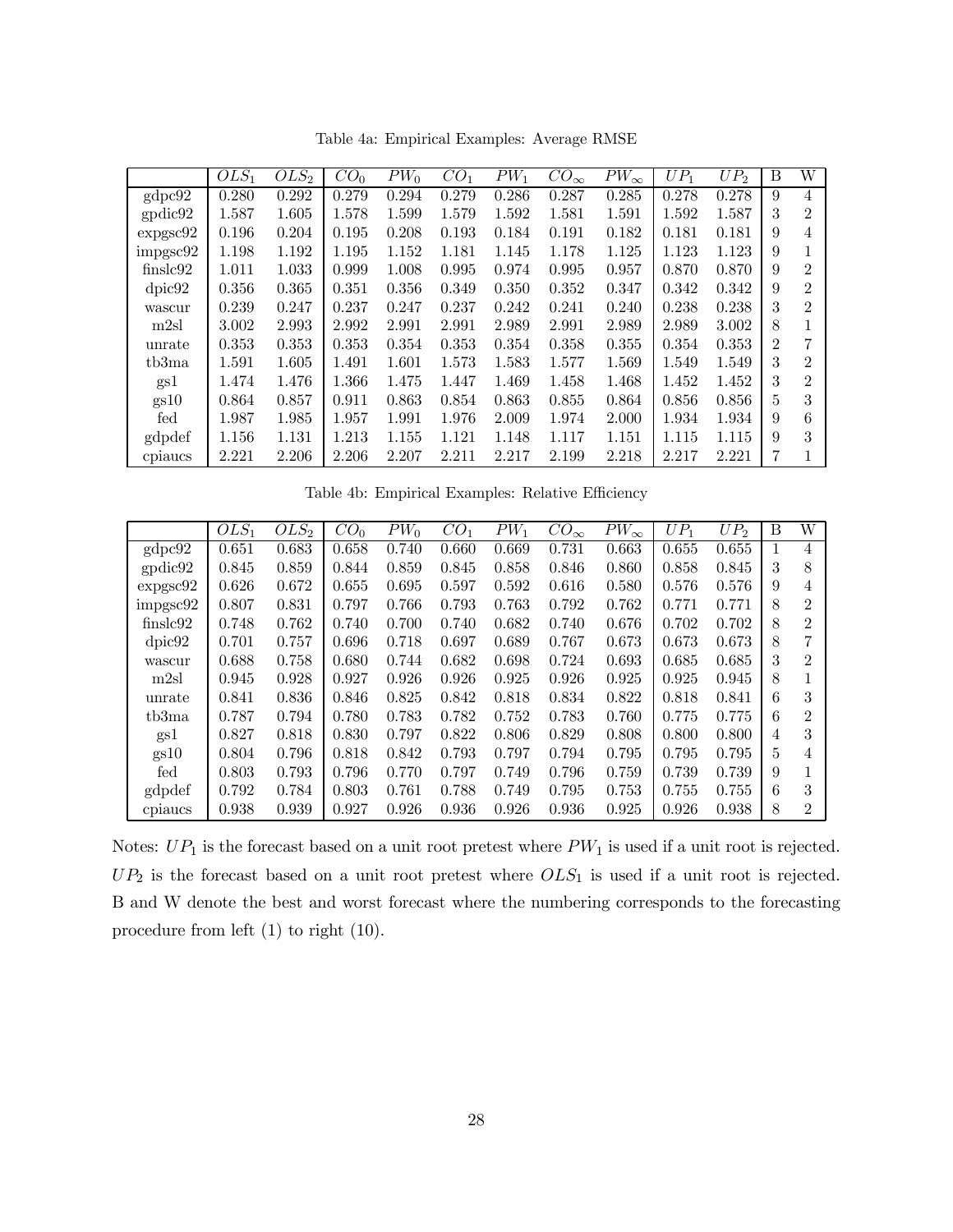Table 4a: Empirical Examples: Average RMSE

| | $OLS_1$ | $OLS_2$ | $CO_0$ | $PW_0$ | $CO_1$ | $PW_1$ | $CO_\infty$ | $PW_\infty$ | $UP_1$ | $UP_2$ | B | W |
|---|---|---|---|---|---|---|---|---|---|---|---|---|
| gdpc92 | 0.280 | 0.292 | 0.279 | 0.294 | 0.279 | 0.286 | 0.287 | 0.285 | 0.278 | 0.278 | 9 | 4 |
| gpdic92 | 1.587 | 1.605 | 1.578 | 1.599 | 1.579 | 1.592 | 1.581 | 1.591 | 1.592 | 1.587 | 3 | 2 |
| expgsc92 | 0.196 | 0.204 | 0.195 | 0.208 | 0.193 | 0.184 | 0.191 | 0.182 | 0.181 | 0.181 | 9 | 4 |
| impgsc92 | 1.198 | 1.192 | 1.195 | 1.152 | 1.181 | 1.145 | 1.178 | 1.125 | 1.123 | 1.123 | 9 | 1 |
| finslc92 | 1.011 | 1.033 | 0.999 | 1.008 | 0.995 | 0.974 | 0.995 | 0.957 | 0.870 | 0.870 | 9 | 2 |
| dpic92 | 0.356 | 0.365 | 0.351 | 0.356 | 0.349 | 0.350 | 0.352 | 0.347 | 0.342 | 0.342 | 9 | 2 |
| wascur | 0.239 | 0.247 | 0.237 | 0.247 | 0.237 | 0.242 | 0.241 | 0.240 | 0.238 | 0.238 | 3 | 2 |
| m2sl | 3.002 | 2.993 | 2.992 | 2.991 | 2.991 | 2.989 | 2.991 | 2.989 | 2.989 | 3.002 | 8 | 1 |
| unrate | 0.353 | 0.353 | 0.353 | 0.354 | 0.353 | 0.354 | 0.358 | 0.355 | 0.354 | 0.353 | 2 | 7 |
| tb3ma | 1.591 | 1.605 | 1.491 | 1.601 | 1.573 | 1.583 | 1.577 | 1.569 | 1.549 | 1.549 | 3 | 2 |
| gs1 | 1.474 | 1.476 | 1.366 | 1.475 | 1.447 | 1.469 | 1.458 | 1.468 | 1.452 | 1.452 | 3 | 2 |
| gs10 | 0.864 | 0.857 | 0.911 | 0.863 | 0.854 | 0.863 | 0.855 | 0.864 | 0.856 | 0.856 | 5 | 3 |
| fed | 1.987 | 1.985 | 1.957 | 1.991 | 1.976 | 2.009 | 1.974 | 2.000 | 1.934 | 1.934 | 9 | 6 |
| gdpdef | 1.156 | 1.131 | 1.213 | 1.155 | 1.121 | 1.148 | 1.117 | 1.151 | 1.115 | 1.115 | 9 | 3 |
| cpiaucs | 2.221 | 2.206 | 2.206 | 2.207 | 2.211 | 2.217 | 2.199 | 2.218 | 2.217 | 2.221 | 7 | 1 |

Table 4b: Empirical Examples: Relative Efficiency

| | $OLS_1$ | $OLS_2$ | $CO_0$ | $PW_0$ | $CO_1$ | $PW_1$ | $CO_\infty$ | $PW_\infty$ | $UP_1$ | $UP_2$ | B | W |
|---|---|---|---|---|---|---|---|---|---|---|---|---|
| gdpc92 | 0.651 | 0.683 | 0.658 | 0.740 | 0.660 | 0.669 | 0.731 | 0.663 | 0.655 | 0.655 | 1 | 4 |
| gpdic92 | 0.845 | 0.859 | 0.844 | 0.859 | 0.845 | 0.858 | 0.846 | 0.860 | 0.858 | 0.845 | 3 | 8 |
| expgsc92 | 0.626 | 0.672 | 0.655 | 0.695 | 0.597 | 0.592 | 0.616 | 0.580 | 0.576 | 0.576 | 9 | 4 |
| impgsc92 | 0.807 | 0.831 | 0.797 | 0.766 | 0.793 | 0.763 | 0.792 | 0.762 | 0.771 | 0.771 | 8 | 2 |
| finslc92 | 0.748 | 0.762 | 0.740 | 0.700 | 0.740 | 0.682 | 0.740 | 0.676 | 0.702 | 0.702 | 8 | 2 |
| dpic92 | 0.701 | 0.757 | 0.696 | 0.718 | 0.697 | 0.689 | 0.767 | 0.673 | 0.673 | 0.673 | 8 | 7 |
| wascur | 0.688 | 0.758 | 0.680 | 0.744 | 0.682 | 0.698 | 0.724 | 0.693 | 0.685 | 0.685 | 3 | 2 |
| m2sl | 0.945 | 0.928 | 0.927 | 0.926 | 0.926 | 0.925 | 0.926 | 0.925 | 0.925 | 0.945 | 8 | 1 |
| unrate | 0.841 | 0.836 | 0.846 | 0.825 | 0.842 | 0.818 | 0.834 | 0.822 | 0.818 | 0.841 | 6 | 3 |
| tb3ma | 0.787 | 0.794 | 0.780 | 0.783 | 0.782 | 0.752 | 0.783 | 0.760 | 0.775 | 0.775 | 6 | 2 |
| gs1 | 0.827 | 0.818 | 0.830 | 0.797 | 0.822 | 0.806 | 0.829 | 0.808 | 0.800 | 0.800 | 4 | 3 |
| gs10 | 0.804 | 0.796 | 0.818 | 0.842 | 0.793 | 0.797 | 0.794 | 0.795 | 0.795 | 0.795 | 5 | 4 |
| fed | 0.803 | 0.793 | 0.796 | 0.770 | 0.797 | 0.749 | 0.796 | 0.759 | 0.739 | 0.739 | 9 | 1 |
| gdpdef | 0.792 | 0.784 | 0.803 | 0.761 | 0.788 | 0.749 | 0.795 | 0.753 | 0.755 | 0.755 | 6 | 3 |
| cpiaucs | 0.938 | 0.939 | 0.927 | 0.926 | 0.936 | 0.926 | 0.936 | 0.925 | 0.926 | 0.938 | 8 | 2 |

Notes: $UP_1$ is the forecast based on a unit root pretest where $PW_1$ is used if a unit root is rejected. $UP_2$ is the forecast based on a unit root pretest where $OLS_1$ is used if a unit root is rejected. B and W denote the best and worst forecast where the numbering corresponds to the forecasting procedure from left (1) to right (10).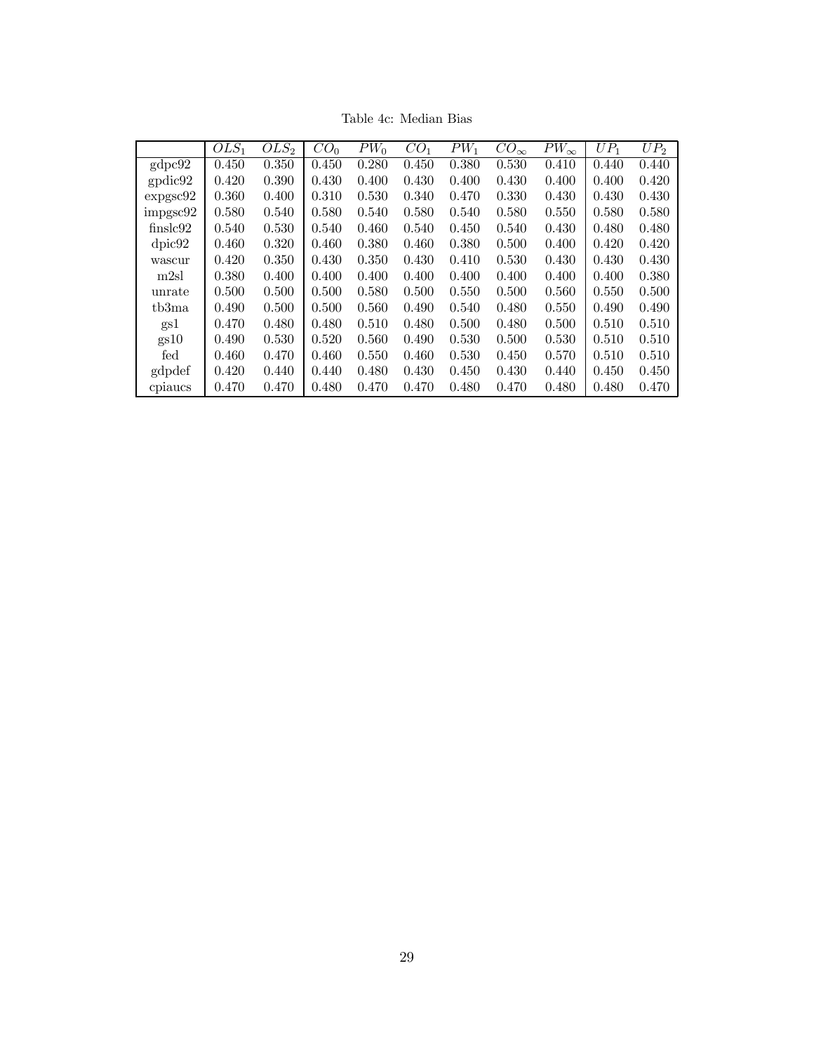Table 4c: Median Bias

| | $OLS_1$ | $OLS_2$ | $CO_0$ | $PW_0$ | $CO_1$ | $PW_1$ | $CO_\infty$ | $PW_\infty$ | $UP_1$ | $UP_2$ |
|---|---|---|---|---|---|---|---|---|---|---|
| gdpc92 | 0.450 | 0.350 | 0.450 | 0.280 | 0.450 | 0.380 | 0.530 | 0.410 | 0.440 | 0.440 |
| gpdic92 | 0.420 | 0.390 | 0.430 | 0.400 | 0.430 | 0.400 | 0.430 | 0.400 | 0.400 | 0.420 |
| expgsc92 | 0.360 | 0.400 | 0.310 | 0.530 | 0.340 | 0.470 | 0.330 | 0.430 | 0.430 | 0.430 |
| impgsc92 | 0.580 | 0.540 | 0.580 | 0.540 | 0.580 | 0.540 | 0.580 | 0.550 | 0.580 | 0.580 |
| finslc92 | 0.540 | 0.530 | 0.540 | 0.460 | 0.540 | 0.450 | 0.540 | 0.430 | 0.480 | 0.480 |
| dpic92 | 0.460 | 0.320 | 0.460 | 0.380 | 0.460 | 0.380 | 0.500 | 0.400 | 0.420 | 0.420 |
| wascur | 0.420 | 0.350 | 0.430 | 0.350 | 0.430 | 0.410 | 0.530 | 0.430 | 0.430 | 0.430 |
| m2sl | 0.380 | 0.400 | 0.400 | 0.400 | 0.400 | 0.400 | 0.400 | 0.400 | 0.400 | 0.380 |
| unrate | 0.500 | 0.500 | 0.500 | 0.580 | 0.500 | 0.550 | 0.500 | 0.560 | 0.550 | 0.500 |
| tb3ma | 0.490 | 0.500 | 0.500 | 0.560 | 0.490 | 0.540 | 0.480 | 0.550 | 0.490 | 0.490 |
| gs1 | 0.470 | 0.480 | 0.480 | 0.510 | 0.480 | 0.500 | 0.480 | 0.500 | 0.510 | 0.510 |
| gs10 | 0.490 | 0.530 | 0.520 | 0.560 | 0.490 | 0.530 | 0.500 | 0.530 | 0.510 | 0.510 |
| fed | 0.460 | 0.470 | 0.460 | 0.550 | 0.460 | 0.530 | 0.450 | 0.570 | 0.510 | 0.510 |
| gdpdef | 0.420 | 0.440 | 0.440 | 0.480 | 0.430 | 0.450 | 0.430 | 0.440 | 0.450 | 0.450 |
| cpiaucs | 0.470 | 0.470 | 0.480 | 0.470 | 0.470 | 0.480 | 0.470 | 0.480 | 0.480 | 0.470 |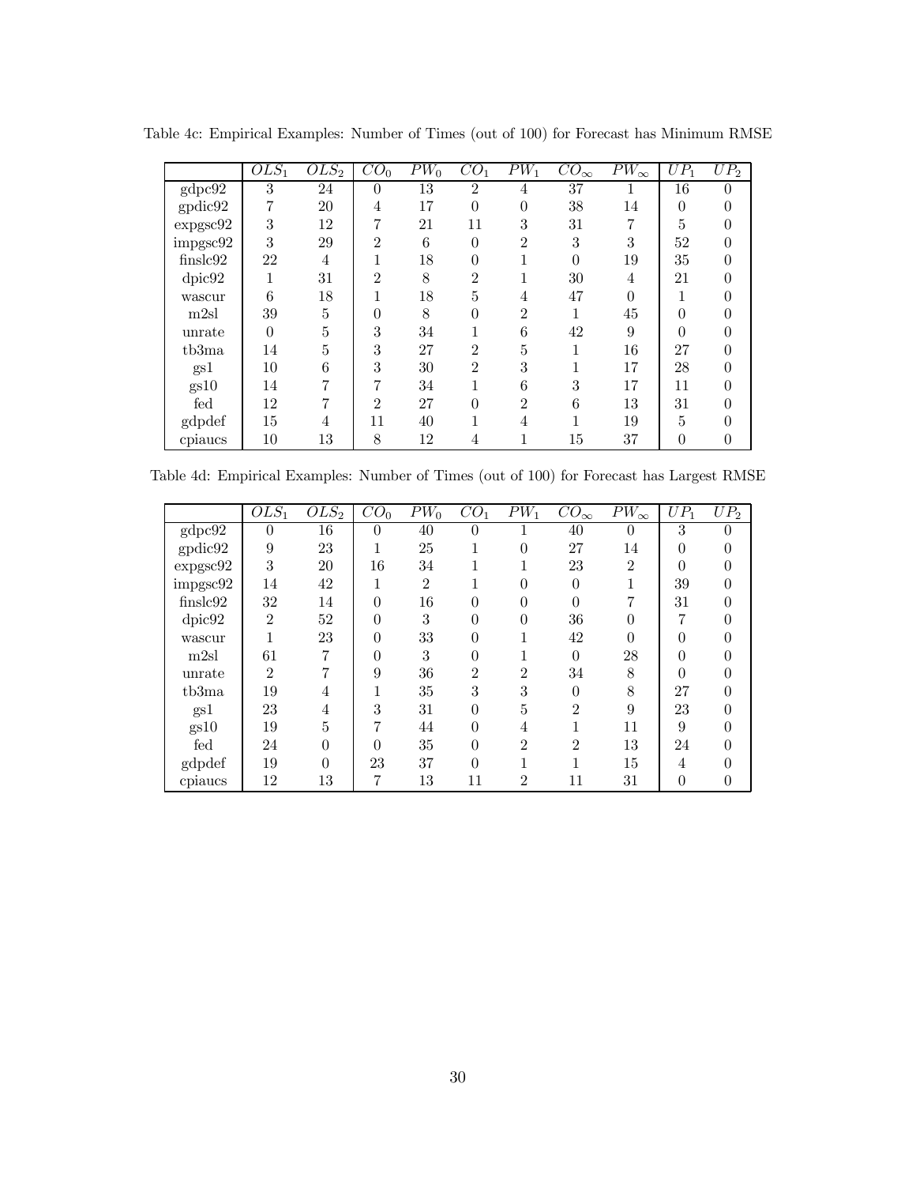Table 4c: Empirical Examples: Number of Times (out of 100) for Forecast has Minimum RMSE

| | $OLS_1$ | $OLS_2$ | $CO_0$ | $PW_0$ | $CO_1$ | $PW_1$ | $CO_\infty$ | $PW_\infty$ | $UP_1$ | $UP_2$ |
|---|---|---|---|---|---|---|---|---|---|---|
| gdpc92 | 3 | 24 | 0 | 13 | 2 | 4 | 37 | 1 | 16 | 0 |
| gpdic92 | 7 | 20 | 4 | 17 | 0 | 0 | 38 | 14 | 0 | 0 |
| expgsc92 | 3 | 12 | 7 | 21 | 11 | 3 | 31 | 7 | 5 | 0 |
| impgsc92 | 3 | 29 | 2 | 6 | 0 | 2 | 3 | 3 | 52 | 0 |
| finslc92 | 22 | 4 | 1 | 18 | 0 | 1 | 0 | 19 | 35 | 0 |
| dpic92 | 1 | 31 | 2 | 8 | 2 | 1 | 30 | 4 | 21 | 0 |
| wascur | 6 | 18 | 1 | 18 | 5 | 4 | 47 | 0 | 1 | 0 |
| m2sl | 39 | 5 | 0 | 8 | 0 | 2 | 1 | 45 | 0 | 0 |
| unrate | 0 | 5 | 3 | 34 | 1 | 6 | 42 | 9 | 0 | 0 |
| tb3ma | 14 | 5 | 3 | 27 | 2 | 5 | 1 | 16 | 27 | 0 |
| gs1 | 10 | 6 | 3 | 30 | 2 | 3 | 1 | 17 | 28 | 0 |
| gs10 | 14 | 7 | 7 | 34 | 1 | 6 | 3 | 17 | 11 | 0 |
| fed | 12 | 7 | 2 | 27 | 0 | 2 | 6 | 13 | 31 | 0 |
| gdpdef | 15 | 4 | 11 | 40 | 1 | 4 | 1 | 19 | 5 | 0 |
| cpiaucs | 10 | 13 | 8 | 12 | 4 | 1 | 15 | 37 | 0 | 0 |

Table 4d: Empirical Examples: Number of Times (out of 100) for Forecast has Largest RMSE

| | $OLS_1$ | $OLS_2$ | $CO_0$ | $PW_0$ | $CO_1$ | $PW_1$ | $CO_\infty$ | $PW_\infty$ | $UP_1$ | $UP_2$ |
|---|---|---|---|---|---|---|---|---|---|---|
| gdpc92 | 0 | 16 | 0 | 40 | 0 | 1 | 40 | 0 | 3 | 0 |
| gpdic92 | 9 | 23 | 1 | 25 | 1 | 0 | 27 | 14 | 0 | 0 |
| expgsc92 | 3 | 20 | 16 | 34 | 1 | 1 | 23 | 2 | 0 | 0 |
| impgsc92 | 14 | 42 | 1 | 2 | 1 | 0 | 0 | 1 | 39 | 0 |
| finslc92 | 32 | 14 | 0 | 16 | 0 | 0 | 0 | 7 | 31 | 0 |
| dpic92 | 2 | 52 | 0 | 3 | 0 | 0 | 36 | 0 | 7 | 0 |
| wascur | 1 | 23 | 0 | 33 | 0 | 1 | 42 | 0 | 0 | 0 |
| m2sl | 61 | 7 | 0 | 3 | 0 | 1 | 0 | 28 | 0 | 0 |
| unrate | 2 | 7 | 9 | 36 | 2 | 2 | 34 | 8 | 0 | 0 |
| tb3ma | 19 | 4 | 1 | 35 | 3 | 3 | 0 | 8 | 27 | 0 |
| gs1 | 23 | 4 | 3 | 31 | 0 | 5 | 2 | 9 | 23 | 0 |
| gs10 | 19 | 5 | 7 | 44 | 0 | 4 | 1 | 11 | 9 | 0 |
| fed | 24 | 0 | 0 | 35 | 0 | 2 | 2 | 13 | 24 | 0 |
| gdpdef | 19 | 0 | 23 | 37 | 0 | 1 | 1 | 15 | 4 | 0 |
| cpiaucs | 12 | 13 | 7 | 13 | 11 | 2 | 11 | 31 | 0 | 0 |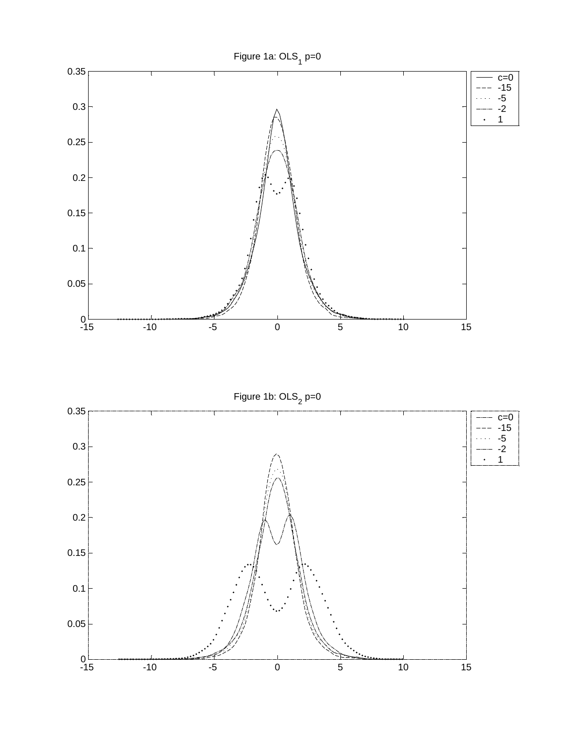Figure 1a: $OLS_1$ p=0

Figure 1b: $OLS_2$ p=0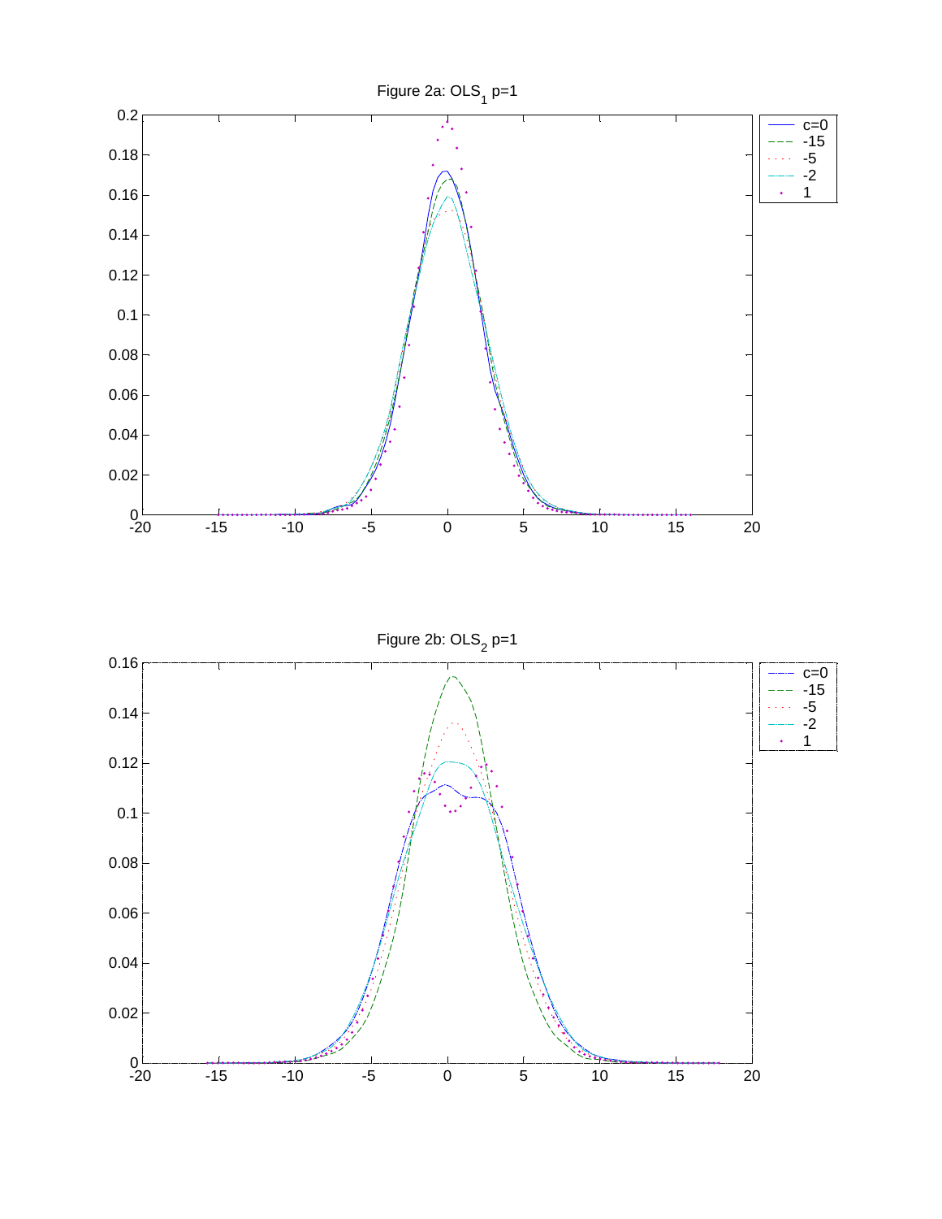Figure 2a: $OLS_1$ p=1

Figure 2b: $OLS_2$ p=1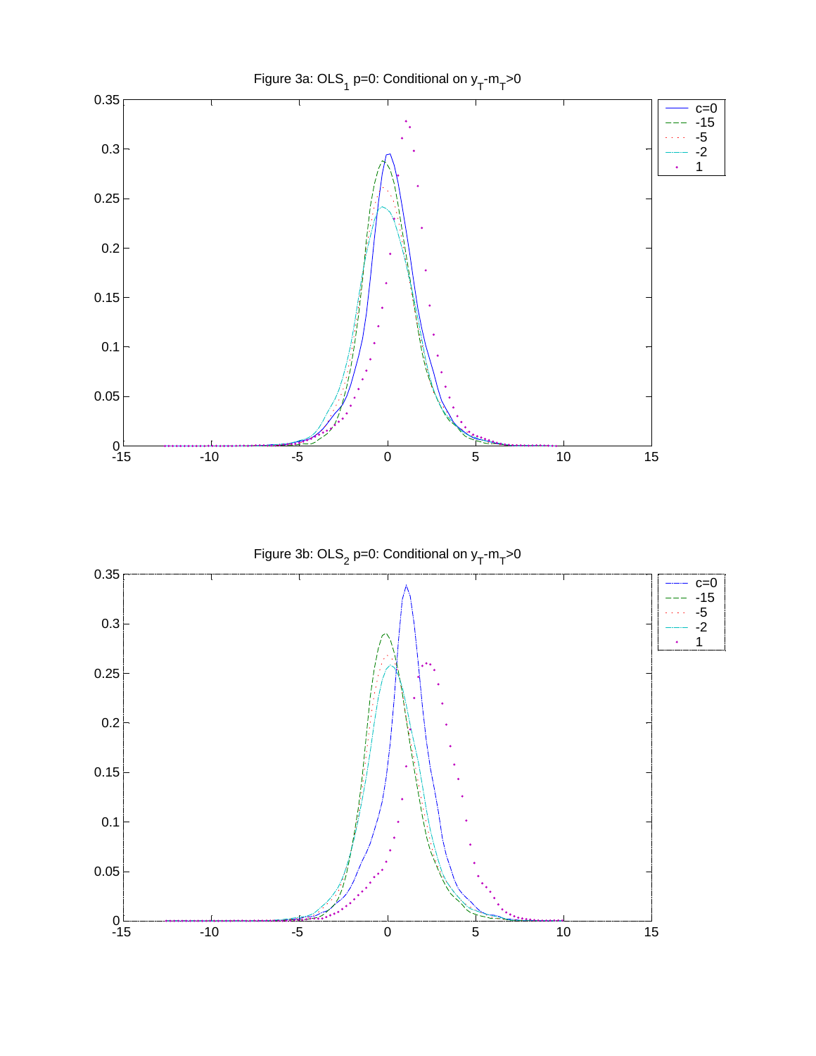Figure 3a: $OLS_1$ p=0: Conditional on $y_T$-$m_T$>0

Figure 3b: $OLS_2$ p=0: Conditional on $y_T$-$m_T$>0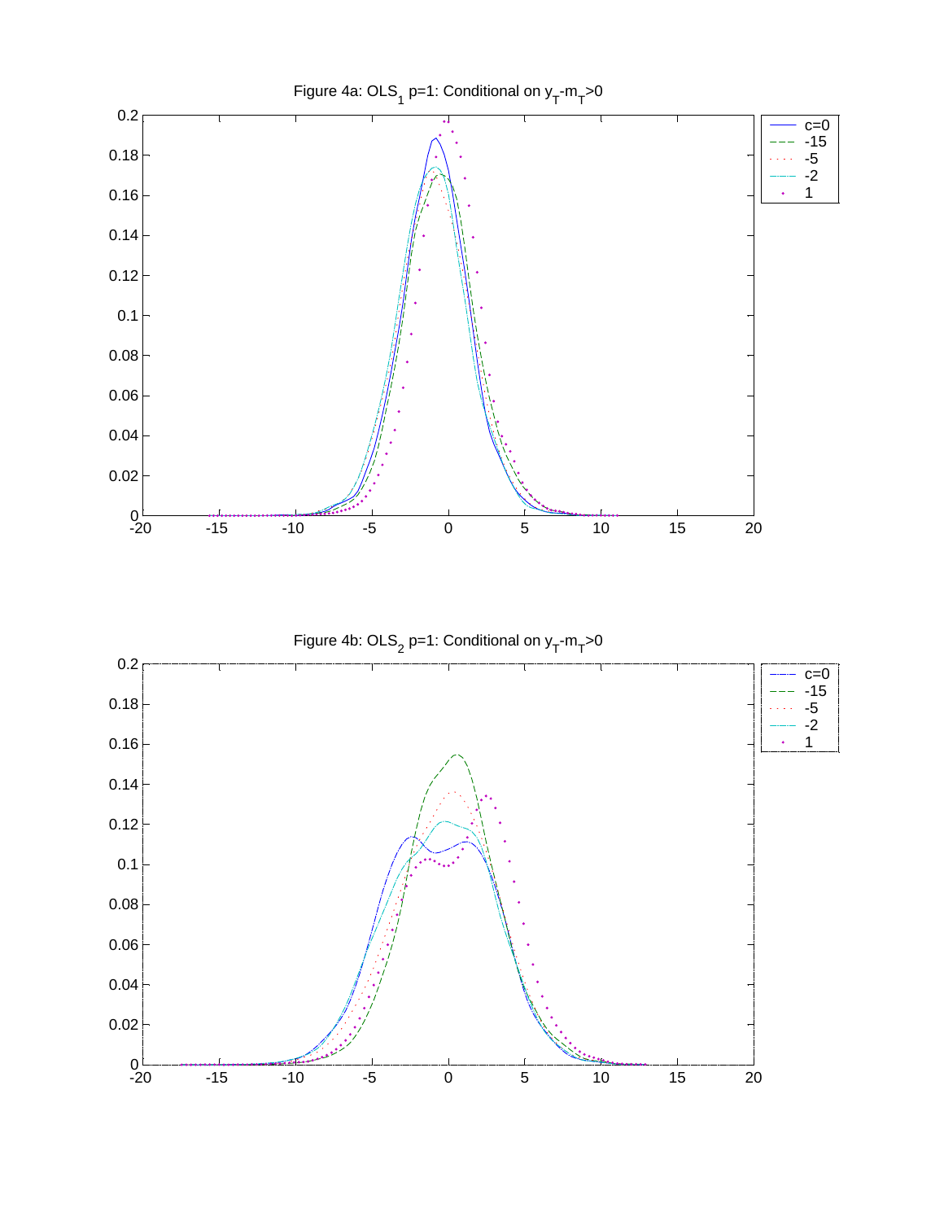Figure 4a: $OLS_1$ p=1: Conditional on $y_T$-$m_T$>0

0.2
0.18
0.16
0.14
0.12
0.1
0.08
0.06
0.04
0.02
0

-20 -15 -10 -5 0 5 10 15 20

c=0
-15
-5
-2
1

Figure 4b: $OLS_2$ p=1: Conditional on $y_T$-$m_T$>0

0.2
0.18
0.16
0.14
0.12
0.1
0.08
0.06
0.04
0.02
0

-20 -15 -10 -5 0 5 10 15 20

c=0
-15
-5
-2
1